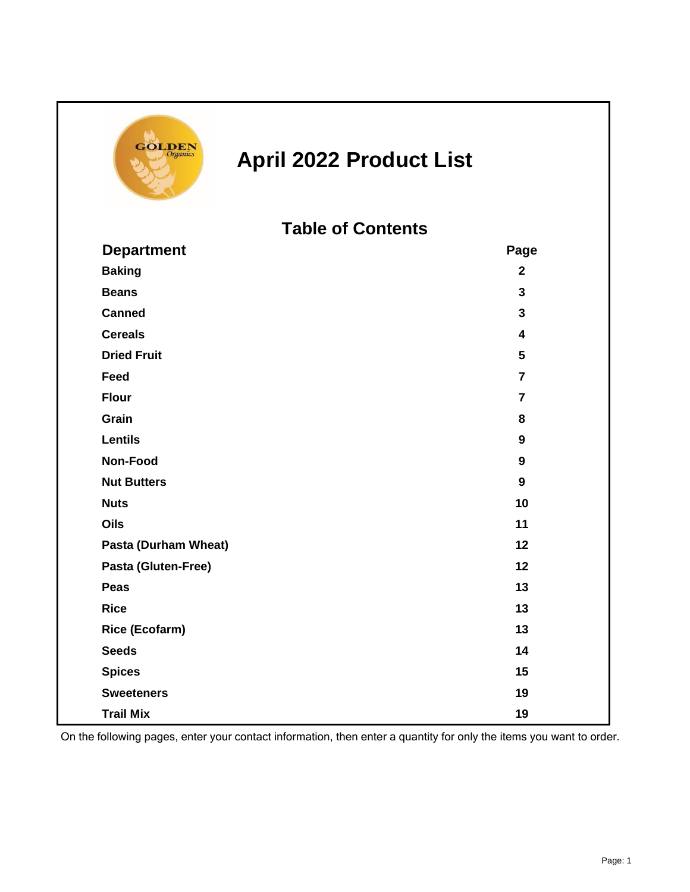# April 2022 Product List

## Table of Contents

| Department | Page |
| --- | --- |
| Baking | 2 |
| Beans | 3 |
| Canned | 3 |
| Cereals | 4 |
| Dried Fruit | 5 |
| Feed | 7 |
| Flour | 7 |
| Grain | 8 |
| Lentils | 9 |
| Non-Food | 9 |
| Nut Butters | 9 |
| Nuts | 10 |
| Oils | 11 |
| Pasta (Durham Wheat) | 12 |
| Pasta (Gluten-Free) | 12 |
| Peas | 13 |
| Rice | 13 |
| Rice (Ecofarm) | 13 |
| Seeds | 14 |
| Spices | 15 |
| Sweeteners | 19 |
| Trail Mix | 19 |

On the following pages, enter your contact information, then enter a quantity for only the items you want to order.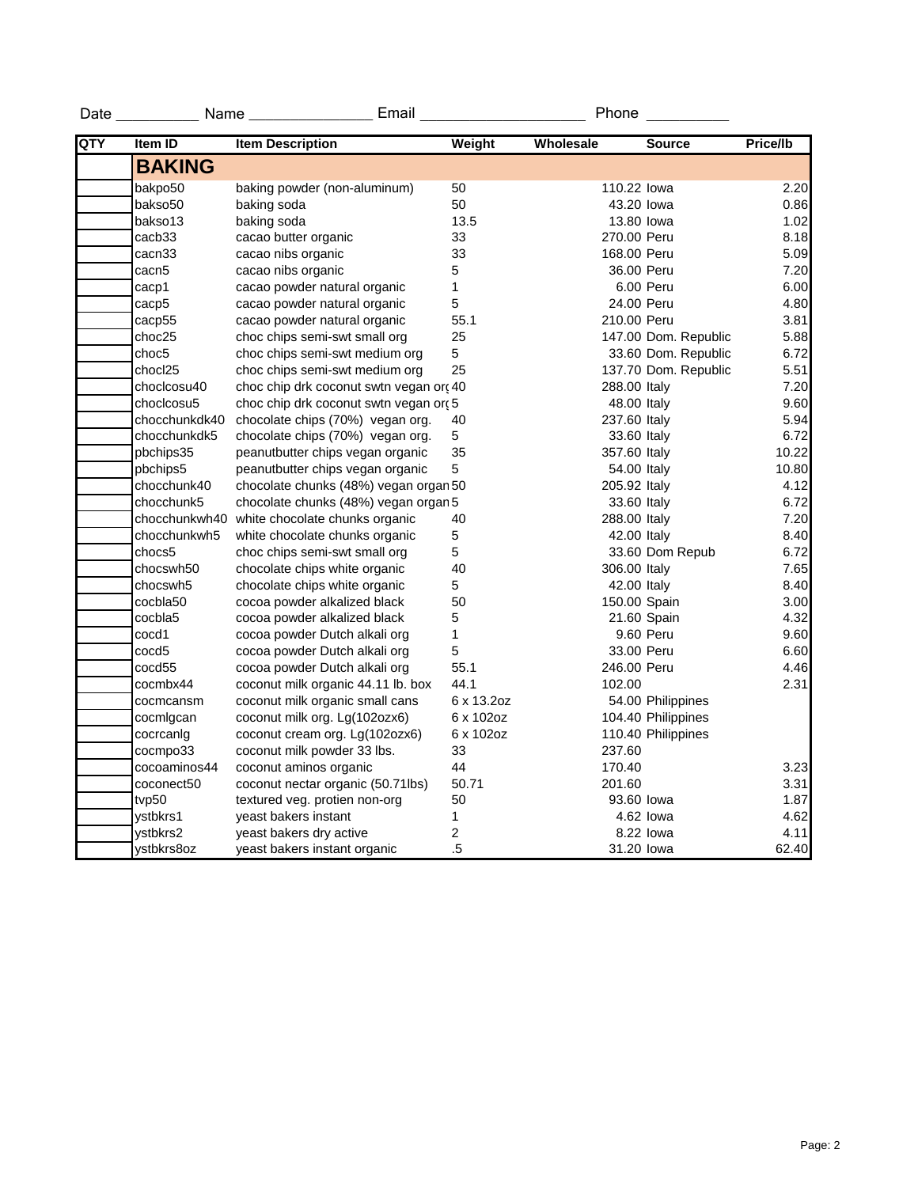Date __________ Name _______________ Email ____________________ Phone __________

| QTY | Item ID | Item Description | Weight | Wholesale | Source | Price/lb |
|---|---|---|---|---|---|---|
| | **BAKING** | | | | | |
| | bakpo50 | baking powder (non-aluminum) | 50 | 110.22 | Iowa | 2.20 |
| | bakso50 | baking soda | 50 | 43.20 | Iowa | 0.86 |
| | bakso13 | baking soda | 13.5 | 13.80 | Iowa | 1.02 |
| | cacb33 | cacao butter organic | 33 | 270.00 | Peru | 8.18 |
| | cacn33 | cacao nibs organic | 33 | 168.00 | Peru | 5.09 |
| | cacn5 | cacao nibs organic | 5 | 36.00 | Peru | 7.20 |
| | cacp1 | cacao powder natural organic | 1 | 6.00 | Peru | 6.00 |
| | cacp5 | cacao powder natural organic | 5 | 24.00 | Peru | 4.80 |
| | cacp55 | cacao powder natural organic | 55.1 | 210.00 | Peru | 3.81 |
| | choc25 | choc chips semi-swt small org | 25 | 147.00 | Dom. Republic | 5.88 |
| | choc5 | choc chips semi-swt medium org | 5 | 33.60 | Dom. Republic | 6.72 |
| | chocl25 | choc chips semi-swt medium org | 25 | 137.70 | Dom. Republic | 5.51 |
| | choclcosu40 | choc chip drk coconut swtn vegan org | 40 | 288.00 | Italy | 7.20 |
| | choclcosu5 | choc chip drk coconut swtn vegan org | 5 | 48.00 | Italy | 9.60 |
| | chocchunkdk40 | chocolate chips (70%) vegan org. | 40 | 237.60 | Italy | 5.94 |
| | chocchunkdk5 | chocolate chips (70%) vegan org. | 5 | 33.60 | Italy | 6.72 |
| | pbchips35 | peanutbutter chips vegan organic | 35 | 357.60 | Italy | 10.22 |
| | pbchips5 | peanutbutter chips vegan organic | 5 | 54.00 | Italy | 10.80 |
| | chocchunk40 | chocolate chunks (48%) vegan organ | 50 | 205.92 | Italy | 4.12 |
| | chocchunk5 | chocolate chunks (48%) vegan organ | 5 | 33.60 | Italy | 6.72 |
| | chocchunkwh40 | white chocolate chunks organic | 40 | 288.00 | Italy | 7.20 |
| | chocchunkwh5 | white chocolate chunks organic | 5 | 42.00 | Italy | 8.40 |
| | chocs5 | choc chips semi-swt small org | 5 | 33.60 | Dom Repub | 6.72 |
| | chocswh50 | chocolate chips white organic | 40 | 306.00 | Italy | 7.65 |
| | chocswh5 | chocolate chips white organic | 5 | 42.00 | Italy | 8.40 |
| | cocbla50 | cocoa powder alkalized black | 50 | 150.00 | Spain | 3.00 |
| | cocbla5 | cocoa powder alkalized black | 5 | 21.60 | Spain | 4.32 |
| | cocd1 | cocoa powder Dutch alkali org | 1 | 9.60 | Peru | 9.60 |
| | cocd5 | cocoa powder Dutch alkali org | 5 | 33.00 | Peru | 6.60 |
| | cocd55 | cocoa powder Dutch alkali org | 55.1 | 246.00 | Peru | 4.46 |
| | cocmbx44 | coconut milk organic 44.11 lb. box | 44.1 | 102.00 | | 2.31 |
| | cocmcansm | coconut milk organic small cans | 6 x 13.2oz | 54.00 | Philippines | |
| | cocmlgcan | coconut milk org. Lg(102ozx6) | 6 x 102oz | 104.40 | Philippines | |
| | cocrcanlg | coconut cream org. Lg(102ozx6) | 6 x 102oz | 110.40 | Philippines | |
| | cocmpo33 | coconut milk powder 33 lbs. | 33 | 237.60 | | |
| | cocoaminos44 | coconut aminos organic | 44 | 170.40 | | 3.23 |
| | coconect50 | coconut nectar organic (50.71lbs) | 50.71 | 201.60 | | 3.31 |
| | tvp50 | textured veg. protien non-org | 50 | 93.60 | Iowa | 1.87 |
| | ystbkrs1 | yeast bakers instant | 1 | 4.62 | Iowa | 4.62 |
| | ystbkrs2 | yeast bakers dry active | 2 | 8.22 | Iowa | 4.11 |
| | ystbkrs8oz | yeast bakers instant organic | .5 | 31.20 | Iowa | 62.40 |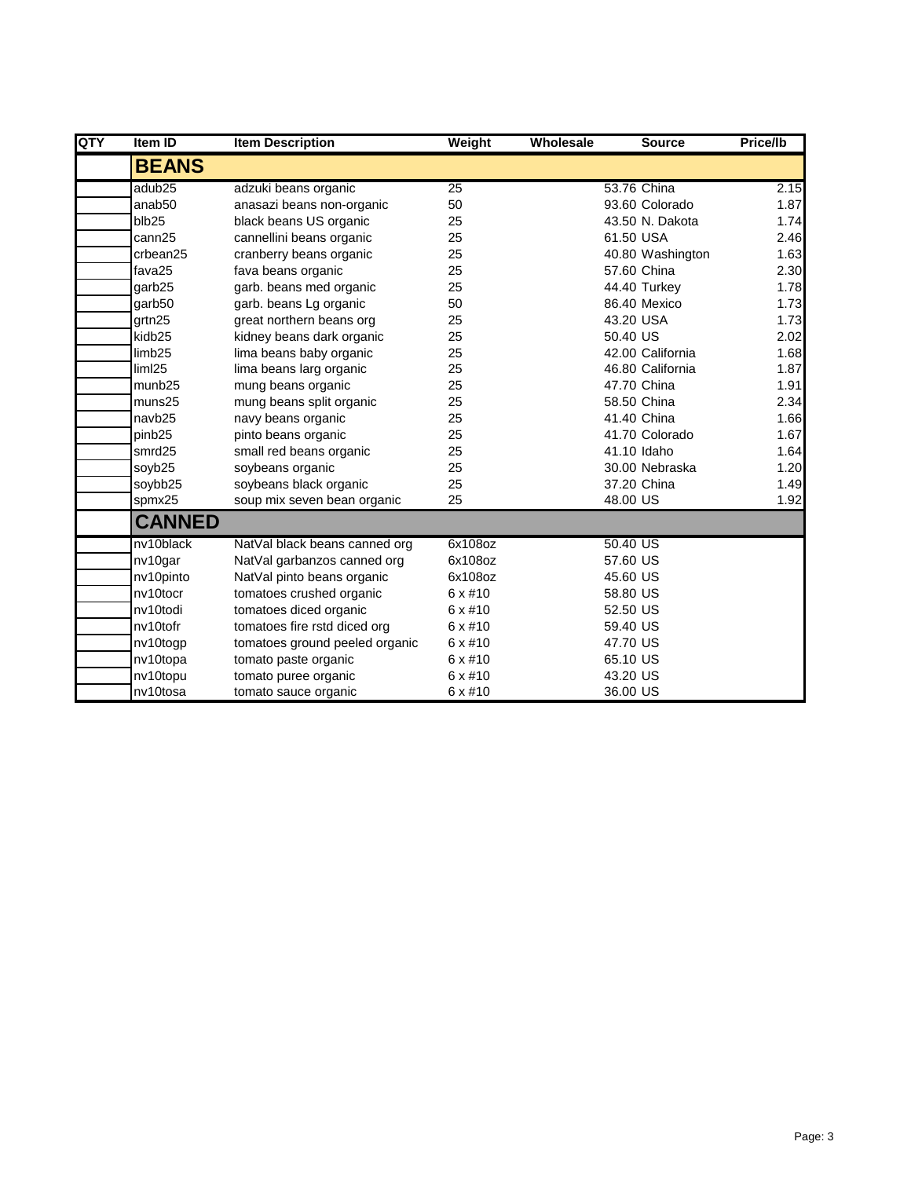| QTY | Item ID | Item Description | Weight | Wholesale | Source | Price/lb |
|---|---|---|---|---|---|---|
| | **BEANS** | | | | | |
| | adub25 | adzuki beans organic | 25 | 53.76 | China | 2.15 |
| | anab50 | anasazi beans non-organic | 50 | 93.60 | Colorado | 1.87 |
| | blb25 | black beans US organic | 25 | 43.50 | N. Dakota | 1.74 |
| | cann25 | cannellini beans organic | 25 | 61.50 | USA | 2.46 |
| | crbean25 | cranberry beans organic | 25 | 40.80 | Washington | 1.63 |
| | fava25 | fava beans organic | 25 | 57.60 | China | 2.30 |
| | garb25 | garb. beans med organic | 25 | 44.40 | Turkey | 1.78 |
| | garb50 | garb. beans Lg organic | 50 | 86.40 | Mexico | 1.73 |
| | grtn25 | great northern beans org | 25 | 43.20 | USA | 1.73 |
| | kidb25 | kidney beans dark organic | 25 | 50.40 | US | 2.02 |
| | limb25 | lima beans baby organic | 25 | 42.00 | California | 1.68 |
| | liml25 | lima beans larg organic | 25 | 46.80 | California | 1.87 |
| | munb25 | mung beans organic | 25 | 47.70 | China | 1.91 |
| | muns25 | mung beans split organic | 25 | 58.50 | China | 2.34 |
| | navb25 | navy beans organic | 25 | 41.40 | China | 1.66 |
| | pinb25 | pinto beans organic | 25 | 41.70 | Colorado | 1.67 |
| | smrd25 | small red beans organic | 25 | 41.10 | Idaho | 1.64 |
| | soyb25 | soybeans organic | 25 | 30.00 | Nebraska | 1.20 |
| | soybb25 | soybeans black organic | 25 | 37.20 | China | 1.49 |
| | spmx25 | soup mix seven bean organic | 25 | 48.00 | US | 1.92 |
| | **CANNED** | | | | | |
| | nv10black | NatVal black beans canned org | 6x108oz | 50.40 | US | |
| | nv10gar | NatVal garbanzos canned org | 6x108oz | 57.60 | US | |
| | nv10pinto | NatVal pinto beans organic | 6x108oz | 45.60 | US | |
| | nv10tocr | tomatoes crushed organic | 6 x #10 | 58.80 | US | |
| | nv10todi | tomatoes diced organic | 6 x #10 | 52.50 | US | |
| | nv10tofr | tomatoes fire rstd diced org | 6 x #10 | 59.40 | US | |
| | nv10togp | tomatoes ground peeled organic | 6 x #10 | 47.70 | US | |
| | nv10topa | tomato paste organic | 6 x #10 | 65.10 | US | |
| | nv10topu | tomato puree organic | 6 x #10 | 43.20 | US | |
| | nv10tosa | tomato sauce organic | 6 x #10 | 36.00 | US | |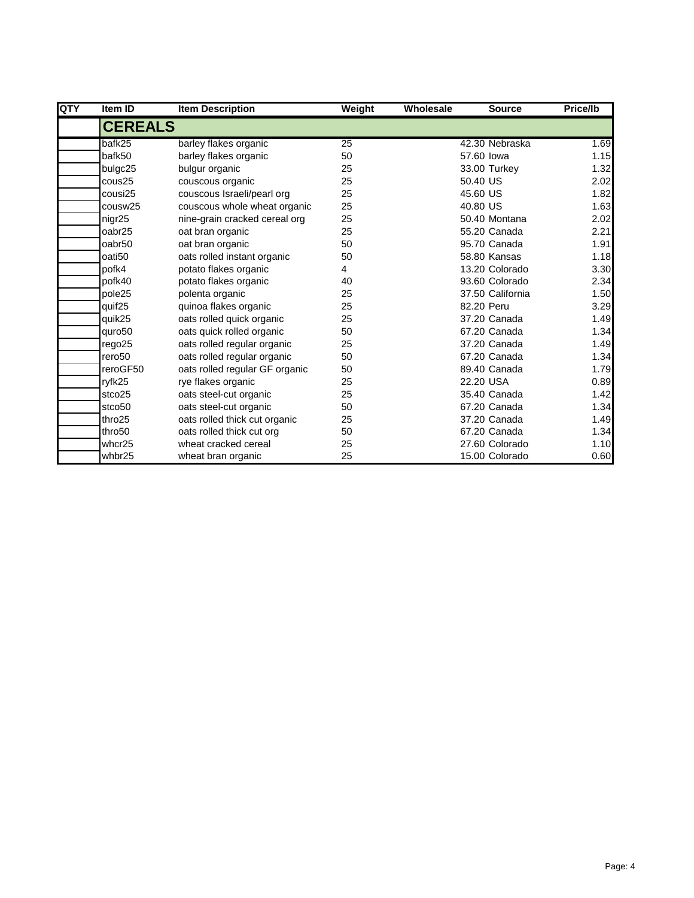| QTY | Item ID | Item Description | Weight | Wholesale | Source | Price/lb |
|---|---|---|---|---|---|---|
| | **CEREALS** | | | | | |
| | bafk25 | barley flakes organic | 25 | 42.30 | Nebraska | 1.69 |
| | bafk50 | barley flakes organic | 50 | 57.60 | Iowa | 1.15 |
| | bulgc25 | bulgur organic | 25 | 33.00 | Turkey | 1.32 |
| | cous25 | couscous organic | 25 | 50.40 | US | 2.02 |
| | cousi25 | couscous Israeli/pearl org | 25 | 45.60 | US | 1.82 |
| | cousw25 | couscous whole wheat organic | 25 | 40.80 | US | 1.63 |
| | nigr25 | nine-grain cracked cereal org | 25 | 50.40 | Montana | 2.02 |
| | oabr25 | oat bran organic | 25 | 55.20 | Canada | 2.21 |
| | oabr50 | oat bran organic | 50 | 95.70 | Canada | 1.91 |
| | oati50 | oats rolled instant organic | 50 | 58.80 | Kansas | 1.18 |
| | pofk4 | potato flakes organic | 4 | 13.20 | Colorado | 3.30 |
| | pofk40 | potato flakes organic | 40 | 93.60 | Colorado | 2.34 |
| | pole25 | polenta organic | 25 | 37.50 | California | 1.50 |
| | quif25 | quinoa flakes organic | 25 | 82.20 | Peru | 3.29 |
| | quik25 | oats rolled quick organic | 25 | 37.20 | Canada | 1.49 |
| | quro50 | oats quick rolled organic | 50 | 67.20 | Canada | 1.34 |
| | rego25 | oats rolled regular organic | 25 | 37.20 | Canada | 1.49 |
| | rero50 | oats rolled regular organic | 50 | 67.20 | Canada | 1.34 |
| | reroGF50 | oats rolled regular GF organic | 50 | 89.40 | Canada | 1.79 |
| | ryfk25 | rye flakes organic | 25 | 22.20 | USA | 0.89 |
| | stco25 | oats steel-cut organic | 25 | 35.40 | Canada | 1.42 |
| | stco50 | oats steel-cut organic | 50 | 67.20 | Canada | 1.34 |
| | thro25 | oats rolled thick cut organic | 25 | 37.20 | Canada | 1.49 |
| | thro50 | oats rolled thick cut org | 50 | 67.20 | Canada | 1.34 |
| | whcr25 | wheat cracked cereal | 25 | 27.60 | Colorado | 1.10 |
| | whbr25 | wheat bran organic | 25 | 15.00 | Colorado | 0.60 |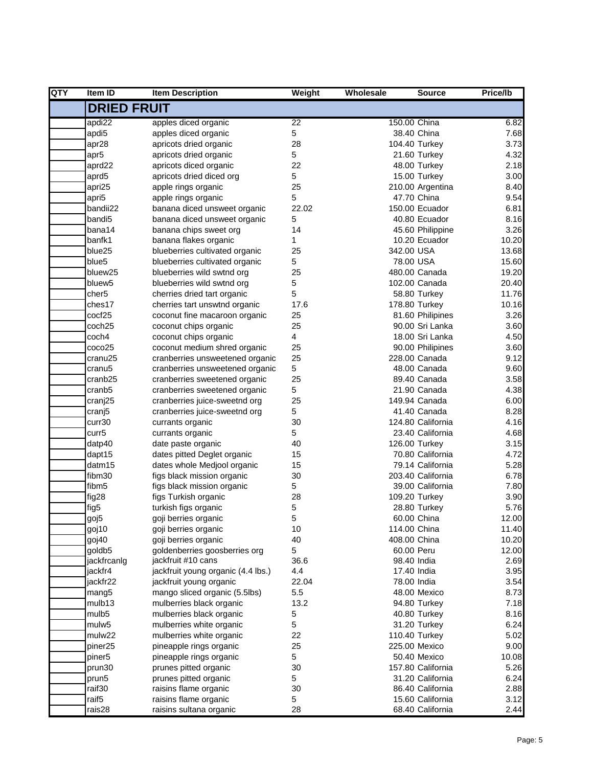| QTY | Item ID | Item Description | Weight | Wholesale | Source | Price/lb |
|---|---|---|---|---|---|---|
| | **DRIED FRUIT** | | | | | |
| | apdi22 | apples diced organic | 22 | 150.00 | China | 6.82 |
| | apdi5 | apples diced organic | 5 | 38.40 | China | 7.68 |
| | apr28 | apricots dried organic | 28 | 104.40 | Turkey | 3.73 |
| | apr5 | apricots dried organic | 5 | 21.60 | Turkey | 4.32 |
| | aprd22 | apricots diced organic | 22 | 48.00 | Turkey | 2.18 |
| | aprd5 | apricots dried diced org | 5 | 15.00 | Turkey | 3.00 |
| | apri25 | apple rings organic | 25 | 210.00 | Argentina | 8.40 |
| | apri5 | apple rings organic | 5 | 47.70 | China | 9.54 |
| | bandii22 | banana diced unsweet organic | 22.02 | 150.00 | Ecuador | 6.81 |
| | bandi5 | banana diced unsweet organic | 5 | 40.80 | Ecuador | 8.16 |
| | bana14 | banana chips sweet org | 14 | 45.60 | Philippine | 3.26 |
| | banfk1 | banana flakes organic | 1 | 10.20 | Ecuador | 10.20 |
| | blue25 | blueberries cultivated organic | 25 | 342.00 | USA | 13.68 |
| | blue5 | blueberries cultivated organic | 5 | 78.00 | USA | 15.60 |
| | bluew25 | blueberries wild swtnd org | 25 | 480.00 | Canada | 19.20 |
| | bluew5 | blueberries wild swtnd org | 5 | 102.00 | Canada | 20.40 |
| | cher5 | cherries dried tart organic | 5 | 58.80 | Turkey | 11.76 |
| | ches17 | cherries tart unswtnd organic | 17.6 | 178.80 | Turkey | 10.16 |
| | cocf25 | coconut fine macaroon organic | 25 | 81.60 | Philipines | 3.26 |
| | coch25 | coconut chips organic | 25 | 90.00 | Sri Lanka | 3.60 |
| | coch4 | coconut chips organic | 4 | 18.00 | Sri Lanka | 4.50 |
| | coco25 | coconut medium shred organic | 25 | 90.00 | Philipines | 3.60 |
| | cranu25 | cranberries unsweetened organic | 25 | 228.00 | Canada | 9.12 |
| | cranu5 | cranberries unsweetened organic | 5 | 48.00 | Canada | 9.60 |
| | cranb25 | cranberries sweetened organic | 25 | 89.40 | Canada | 3.58 |
| | cranb5 | cranberries sweetened organic | 5 | 21.90 | Canada | 4.38 |
| | cranj25 | cranberries juice-sweetnd org | 25 | 149.94 | Canada | 6.00 |
| | cranj5 | cranberries juice-sweetnd org | 5 | 41.40 | Canada | 8.28 |
| | curr30 | currants organic | 30 | 124.80 | California | 4.16 |
| | curr5 | currants organic | 5 | 23.40 | California | 4.68 |
| | datp40 | date paste organic | 40 | 126.00 | Turkey | 3.15 |
| | dapt15 | dates pitted Deglet organic | 15 | 70.80 | California | 4.72 |
| | datm15 | dates whole Medjool organic | 15 | 79.14 | California | 5.28 |
| | fibm30 | figs black mission organic | 30 | 203.40 | California | 6.78 |
| | fibm5 | figs black mission organic | 5 | 39.00 | California | 7.80 |
| | fig28 | figs Turkish organic | 28 | 109.20 | Turkey | 3.90 |
| | fig5 | turkish figs organic | 5 | 28.80 | Turkey | 5.76 |
| | goj5 | goji berries organic | 5 | 60.00 | China | 12.00 |
| | goj10 | goji berries organic | 10 | 114.00 | China | 11.40 |
| | goj40 | goji berries organic | 40 | 408.00 | China | 10.20 |
| | goldb5 | goldenberries goosberries org | 5 | 60.00 | Peru | 12.00 |
| | jackfrcanlg | jackfruit #10 cans | 36.6 | 98.40 | India | 2.69 |
| | jackfr4 | jackfruit young organic (4.4 lbs.) | 4.4 | 17.40 | India | 3.95 |
| | jackfr22 | jackfruit young organic | 22.04 | 78.00 | India | 3.54 |
| | mang5 | mango sliced organic (5.5lbs) | 5.5 | 48.00 | Mexico | 8.73 |
| | mulb13 | mulberries black organic | 13.2 | 94.80 | Turkey | 7.18 |
| | mulb5 | mulberries black organic | 5 | 40.80 | Turkey | 8.16 |
| | mulw5 | mulberries white organic | 5 | 31.20 | Turkey | 6.24 |
| | mulw22 | mulberries white organic | 22 | 110.40 | Turkey | 5.02 |
| | piner25 | pineapple rings organic | 25 | 225.00 | Mexico | 9.00 |
| | piner5 | pineapple rings organic | 5 | 50.40 | Mexico | 10.08 |
| | prun30 | prunes pitted organic | 30 | 157.80 | California | 5.26 |
| | prun5 | prunes pitted organic | 5 | 31.20 | California | 6.24 |
| | raif30 | raisins flame organic | 30 | 86.40 | California | 2.88 |
| | raif5 | raisins flame organic | 5 | 15.60 | California | 3.12 |
| | rais28 | raisins sultana organic | 28 | 68.40 | California | 2.44 |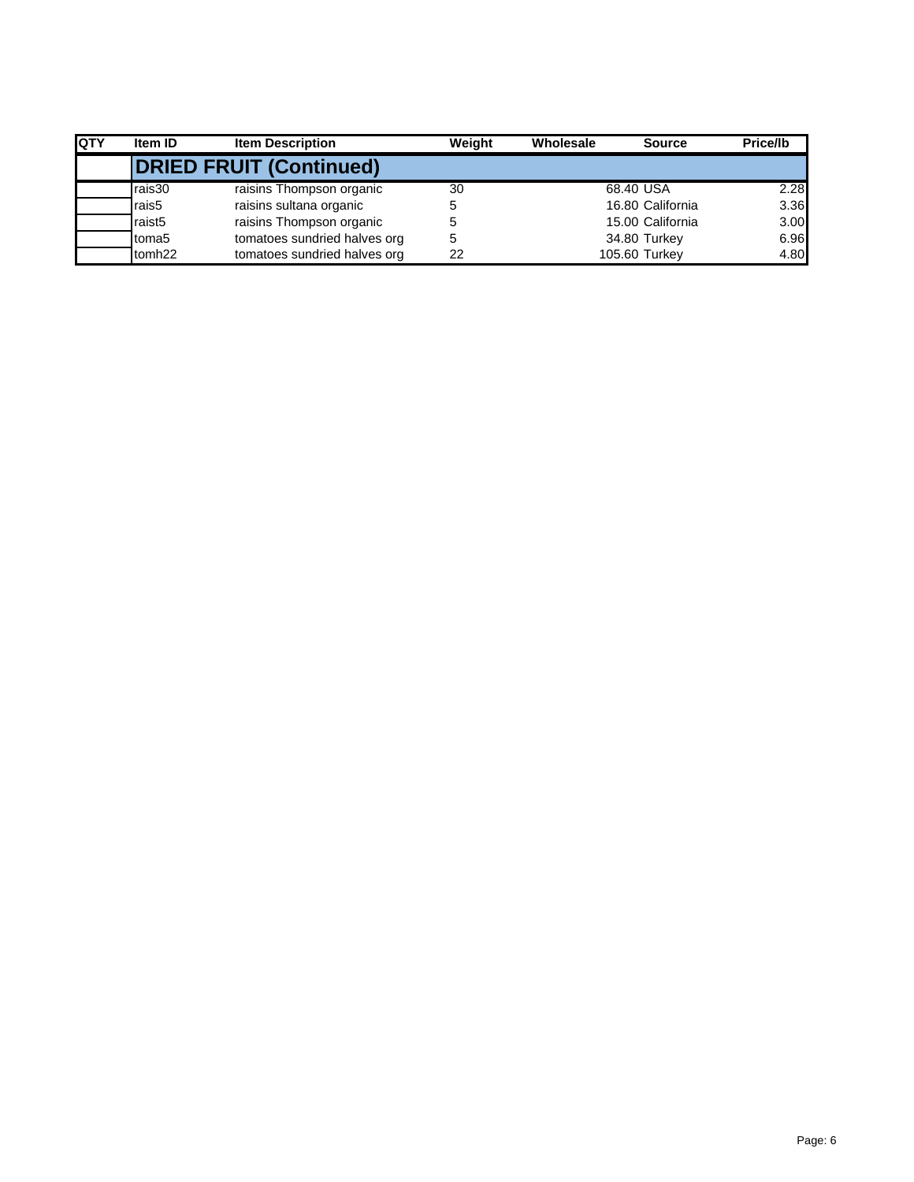| QTY | Item ID | Item Description | Weight | Wholesale | Source | Price/lb |
|---|---|---|---|---|---|---|
| | **DRIED FRUIT (Continued)** | | | | | |
| | rais30 | raisins Thompson organic | 30 | 68.40 | USA | 2.28 |
| | rais5 | raisins sultana organic | 5 | 16.80 | California | 3.36 |
| | raist5 | raisins Thompson organic | 5 | 15.00 | California | 3.00 |
| | toma5 | tomatoes sundried halves org | 5 | 34.80 | Turkey | 6.96 |
| | tomh22 | tomatoes sundried halves org | 22 | 105.60 | Turkey | 4.80 |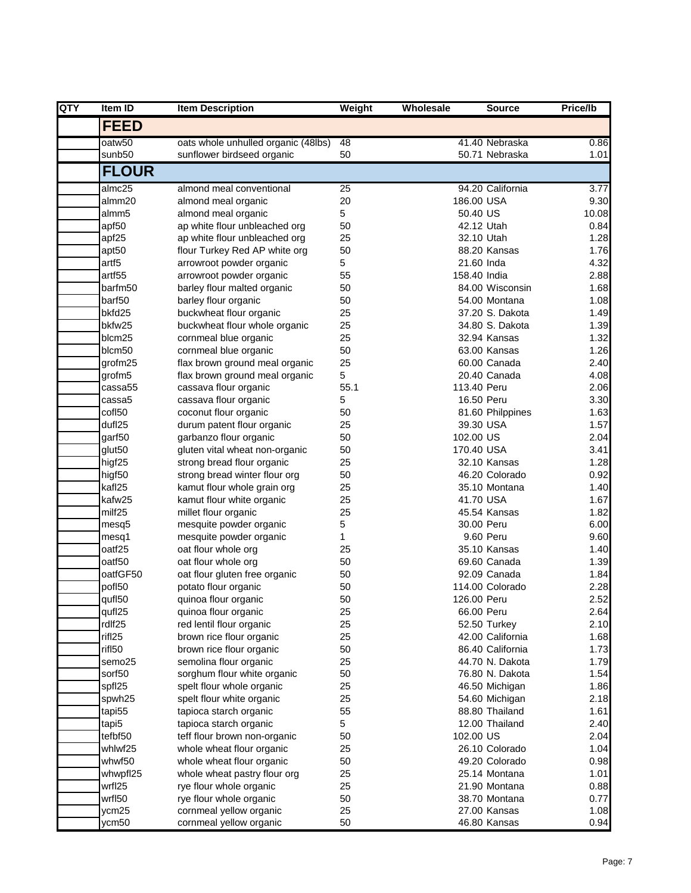| QTY | Item ID | Item Description | Weight | Wholesale | Source | Price/lb |
|---|---|---|---|---|---|---|
| | **FEED** | | | | | |
| | oatw50 | oats whole unhulled organic (48lbs) | 48 | 41.40 | Nebraska | 0.86 |
| | sunb50 | sunflower birdseed organic | 50 | 50.71 | Nebraska | 1.01 |
| | **FLOUR** | | | | | |
| | almc25 | almond meal conventional | 25 | 94.20 | California | 3.77 |
| | almm20 | almond meal organic | 20 | 186.00 | USA | 9.30 |
| | almm5 | almond meal organic | 5 | 50.40 | US | 10.08 |
| | apf50 | ap white flour unbleached org | 50 | 42.12 | Utah | 0.84 |
| | apf25 | ap white flour unbleached org | 25 | 32.10 | Utah | 1.28 |
| | apt50 | flour Turkey Red AP white org | 50 | 88.20 | Kansas | 1.76 |
| | artf5 | arrowroot powder organic | 5 | 21.60 | Inda | 4.32 |
| | artf55 | arrowroot powder organic | 55 | 158.40 | India | 2.88 |
| | barfm50 | barley flour malted organic | 50 | 84.00 | Wisconsin | 1.68 |
| | barf50 | barley flour organic | 50 | 54.00 | Montana | 1.08 |
| | bkfd25 | buckwheat flour organic | 25 | 37.20 | S. Dakota | 1.49 |
| | bkfw25 | buckwheat flour whole organic | 25 | 34.80 | S. Dakota | 1.39 |
| | blcm25 | cornmeal blue organic | 25 | 32.94 | Kansas | 1.32 |
| | blcm50 | cornmeal blue organic | 50 | 63.00 | Kansas | 1.26 |
| | grofm25 | flax brown ground meal organic | 25 | 60.00 | Canada | 2.40 |
| | grofm5 | flax brown ground meal organic | 5 | 20.40 | Canada | 4.08 |
| | cassa55 | cassava flour organic | 55.1 | 113.40 | Peru | 2.06 |
| | cassa5 | cassava flour organic | 5 | 16.50 | Peru | 3.30 |
| | cofl50 | coconut flour organic | 50 | 81.60 | Philppines | 1.63 |
| | dufl25 | durum patent flour organic | 25 | 39.30 | USA | 1.57 |
| | garf50 | garbanzo flour organic | 50 | 102.00 | US | 2.04 |
| | glut50 | gluten vital wheat non-organic | 50 | 170.40 | USA | 3.41 |
| | higf25 | strong bread flour organic | 25 | 32.10 | Kansas | 1.28 |
| | higf50 | strong bread winter flour org | 50 | 46.20 | Colorado | 0.92 |
| | kafl25 | kamut flour whole grain org | 25 | 35.10 | Montana | 1.40 |
| | kafw25 | kamut flour white organic | 25 | 41.70 | USA | 1.67 |
| | milf25 | millet flour organic | 25 | 45.54 | Kansas | 1.82 |
| | mesq5 | mesquite powder organic | 5 | 30.00 | Peru | 6.00 |
| | mesq1 | mesquite powder organic | 1 | 9.60 | Peru | 9.60 |
| | oatf25 | oat flour whole org | 25 | 35.10 | Kansas | 1.40 |
| | oatf50 | oat flour whole org | 50 | 69.60 | Canada | 1.39 |
| | oatfGF50 | oat flour gluten free organic | 50 | 92.09 | Canada | 1.84 |
| | pofl50 | potato flour organic | 50 | 114.00 | Colorado | 2.28 |
| | qufl50 | quinoa flour organic | 50 | 126.00 | Peru | 2.52 |
| | qufl25 | quinoa flour organic | 25 | 66.00 | Peru | 2.64 |
| | rdlf25 | red lentil flour organic | 25 | 52.50 | Turkey | 2.10 |
| | rifl25 | brown rice flour organic | 25 | 42.00 | California | 1.68 |
| | rifl50 | brown rice flour organic | 50 | 86.40 | California | 1.73 |
| | semo25 | semolina flour organic | 25 | 44.70 | N. Dakota | 1.79 |
| | sorf50 | sorghum flour white organic | 50 | 76.80 | N. Dakota | 1.54 |
| | spfl25 | spelt flour whole organic | 25 | 46.50 | Michigan | 1.86 |
| | spwh25 | spelt flour white organic | 25 | 54.60 | Michigan | 2.18 |
| | tapi55 | tapioca starch organic | 55 | 88.80 | Thailand | 1.61 |
| | tapi5 | tapioca starch organic | 5 | 12.00 | Thailand | 2.40 |
| | tefbf50 | teff flour brown non-organic | 50 | 102.00 | US | 2.04 |
| | whlwf25 | whole wheat flour organic | 25 | 26.10 | Colorado | 1.04 |
| | whwf50 | whole wheat flour organic | 50 | 49.20 | Colorado | 0.98 |
| | whwpfl25 | whole wheat pastry flour org | 25 | 25.14 | Montana | 1.01 |
| | wrfl25 | rye flour whole organic | 25 | 21.90 | Montana | 0.88 |
| | wrfl50 | rye flour whole organic | 50 | 38.70 | Montana | 0.77 |
| | ycm25 | cornmeal yellow organic | 25 | 27.00 | Kansas | 1.08 |
| | ycm50 | cornmeal yellow organic | 50 | 46.80 | Kansas | 0.94 |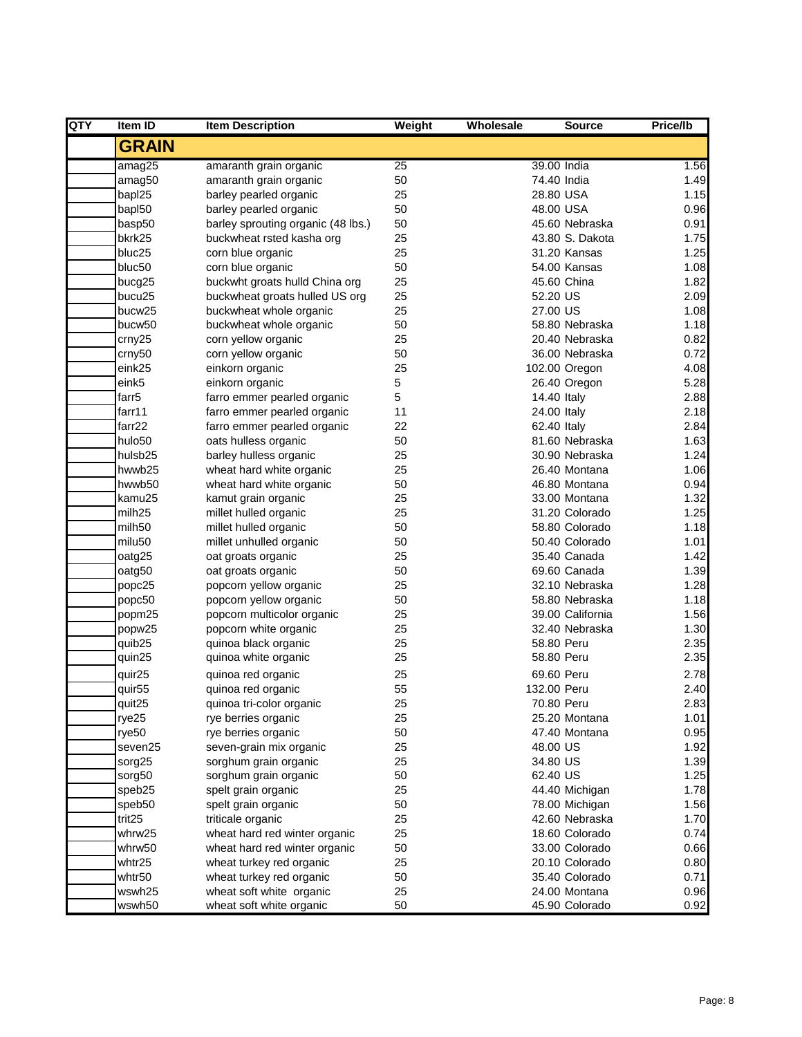| QTY | Item ID | Item Description | Weight | Wholesale | Source | Price/lb |
|---|---|---|---|---|---|---|
| | **GRAIN** | | | | | |
| | amag25 | amaranth grain organic | 25 | 39.00 | India | 1.56 |
| | amag50 | amaranth grain organic | 50 | 74.40 | India | 1.49 |
| | bapl25 | barley pearled organic | 25 | 28.80 | USA | 1.15 |
| | bapl50 | barley pearled organic | 50 | 48.00 | USA | 0.96 |
| | basp50 | barley sprouting organic (48 lbs.) | 50 | 45.60 | Nebraska | 0.91 |
| | bkrk25 | buckwheat rsted kasha org | 25 | 43.80 | S. Dakota | 1.75 |
| | bluc25 | corn blue organic | 25 | 31.20 | Kansas | 1.25 |
| | bluc50 | corn blue organic | 50 | 54.00 | Kansas | 1.08 |
| | bucg25 | buckwht groats hulld China org | 25 | 45.60 | China | 1.82 |
| | bucu25 | buckwheat groats hulled US org | 25 | 52.20 | US | 2.09 |
| | bucw25 | buckwheat whole organic | 25 | 27.00 | US | 1.08 |
| | bucw50 | buckwheat whole organic | 50 | 58.80 | Nebraska | 1.18 |
| | crny25 | corn yellow organic | 25 | 20.40 | Nebraska | 0.82 |
| | crny50 | corn yellow organic | 50 | 36.00 | Nebraska | 0.72 |
| | eink25 | einkorn organic | 25 | 102.00 | Oregon | 4.08 |
| | eink5 | einkorn organic | 5 | 26.40 | Oregon | 5.28 |
| | farr5 | farro emmer pearled organic | 5 | 14.40 | Italy | 2.88 |
| | farr11 | farro emmer pearled organic | 11 | 24.00 | Italy | 2.18 |
| | farr22 | farro emmer pearled organic | 22 | 62.40 | Italy | 2.84 |
| | hulo50 | oats hulless organic | 50 | 81.60 | Nebraska | 1.63 |
| | hulsb25 | barley hulless organic | 25 | 30.90 | Nebraska | 1.24 |
| | hwwb25 | wheat hard white organic | 25 | 26.40 | Montana | 1.06 |
| | hwwb50 | wheat hard white organic | 50 | 46.80 | Montana | 0.94 |
| | kamu25 | kamut grain organic | 25 | 33.00 | Montana | 1.32 |
| | milh25 | millet hulled organic | 25 | 31.20 | Colorado | 1.25 |
| | milh50 | millet hulled organic | 50 | 58.80 | Colorado | 1.18 |
| | milu50 | millet unhulled organic | 50 | 50.40 | Colorado | 1.01 |
| | oatg25 | oat groats organic | 25 | 35.40 | Canada | 1.42 |
| | oatg50 | oat groats organic | 50 | 69.60 | Canada | 1.39 |
| | popc25 | popcorn yellow organic | 25 | 32.10 | Nebraska | 1.28 |
| | popc50 | popcorn yellow organic | 50 | 58.80 | Nebraska | 1.18 |
| | popm25 | popcorn multicolor organic | 25 | 39.00 | California | 1.56 |
| | popw25 | popcorn white organic | 25 | 32.40 | Nebraska | 1.30 |
| | quib25 | quinoa black organic | 25 | 58.80 | Peru | 2.35 |
| | quin25 | quinoa white organic | 25 | 58.80 | Peru | 2.35 |
| | quir25 | quinoa red organic | 25 | 69.60 | Peru | 2.78 |
| | quir55 | quinoa red organic | 55 | 132.00 | Peru | 2.40 |
| | quit25 | quinoa tri-color organic | 25 | 70.80 | Peru | 2.83 |
| | rye25 | rye berries organic | 25 | 25.20 | Montana | 1.01 |
| | rye50 | rye berries organic | 50 | 47.40 | Montana | 0.95 |
| | seven25 | seven-grain mix organic | 25 | 48.00 | US | 1.92 |
| | sorg25 | sorghum grain organic | 25 | 34.80 | US | 1.39 |
| | sorg50 | sorghum grain organic | 50 | 62.40 | US | 1.25 |
| | speb25 | spelt grain organic | 25 | 44.40 | Michigan | 1.78 |
| | speb50 | spelt grain organic | 50 | 78.00 | Michigan | 1.56 |
| | trit25 | triticale organic | 25 | 42.60 | Nebraska | 1.70 |
| | whrw25 | wheat hard red winter organic | 25 | 18.60 | Colorado | 0.74 |
| | whrw50 | wheat hard red winter organic | 50 | 33.00 | Colorado | 0.66 |
| | whtr25 | wheat turkey red organic | 25 | 20.10 | Colorado | 0.80 |
| | whtr50 | wheat turkey red organic | 50 | 35.40 | Colorado | 0.71 |
| | wswh25 | wheat soft white organic | 25 | 24.00 | Montana | 0.96 |
| | wswh50 | wheat soft white organic | 50 | 45.90 | Colorado | 0.92 |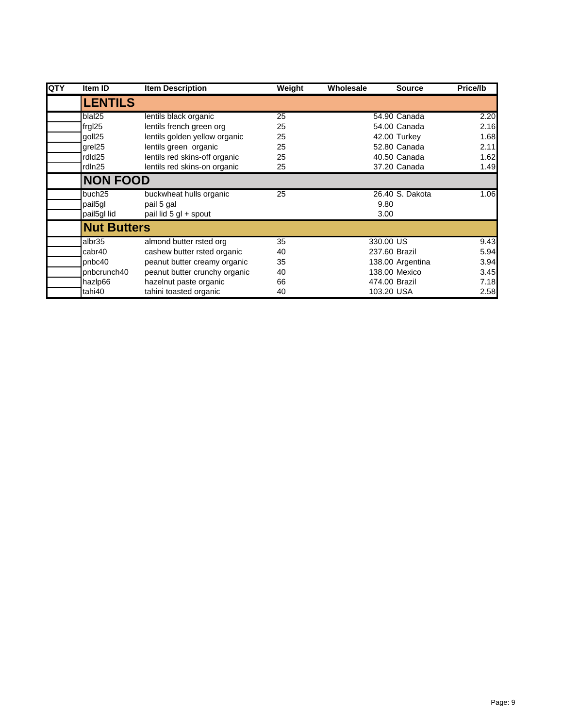| QTY | Item ID | Item Description | Weight | Wholesale | Source | Price/lb |
|---|---|---|---|---|---|---|
| | **LENTILS** | | | | | |
| | blal25 | lentils black organic | 25 | 54.90 | Canada | 2.20 |
| | frgl25 | lentils french green org | 25 | 54.00 | Canada | 2.16 |
| | goll25 | lentils golden yellow organic | 25 | 42.00 | Turkey | 1.68 |
| | grel25 | lentils green organic | 25 | 52.80 | Canada | 2.11 |
| | rdld25 | lentils red skins-off organic | 25 | 40.50 | Canada | 1.62 |
| | rdln25 | lentils red skins-on organic | 25 | 37.20 | Canada | 1.49 |
| | **NON FOOD** | | | | | |
| | buch25 | buckwheat hulls organic | 25 | 26.40 | S. Dakota | 1.06 |
| | pail5gl | pail 5 gal | | 9.80 | | |
| | pail5gl lid | pail lid 5 gl + spout | | 3.00 | | |
| | **Nut Butters** | | | | | |
| | albr35 | almond butter rsted org | 35 | 330.00 | US | 9.43 |
| | cabr40 | cashew butter rsted organic | 40 | 237.60 | Brazil | 5.94 |
| | pnbc40 | peanut butter creamy organic | 35 | 138.00 | Argentina | 3.94 |
| | pnbcrunch40 | peanut butter crunchy organic | 40 | 138.00 | Mexico | 3.45 |
| | hazlp66 | hazelnut paste organic | 66 | 474.00 | Brazil | 7.18 |
| | tahi40 | tahini toasted organic | 40 | 103.20 | USA | 2.58 |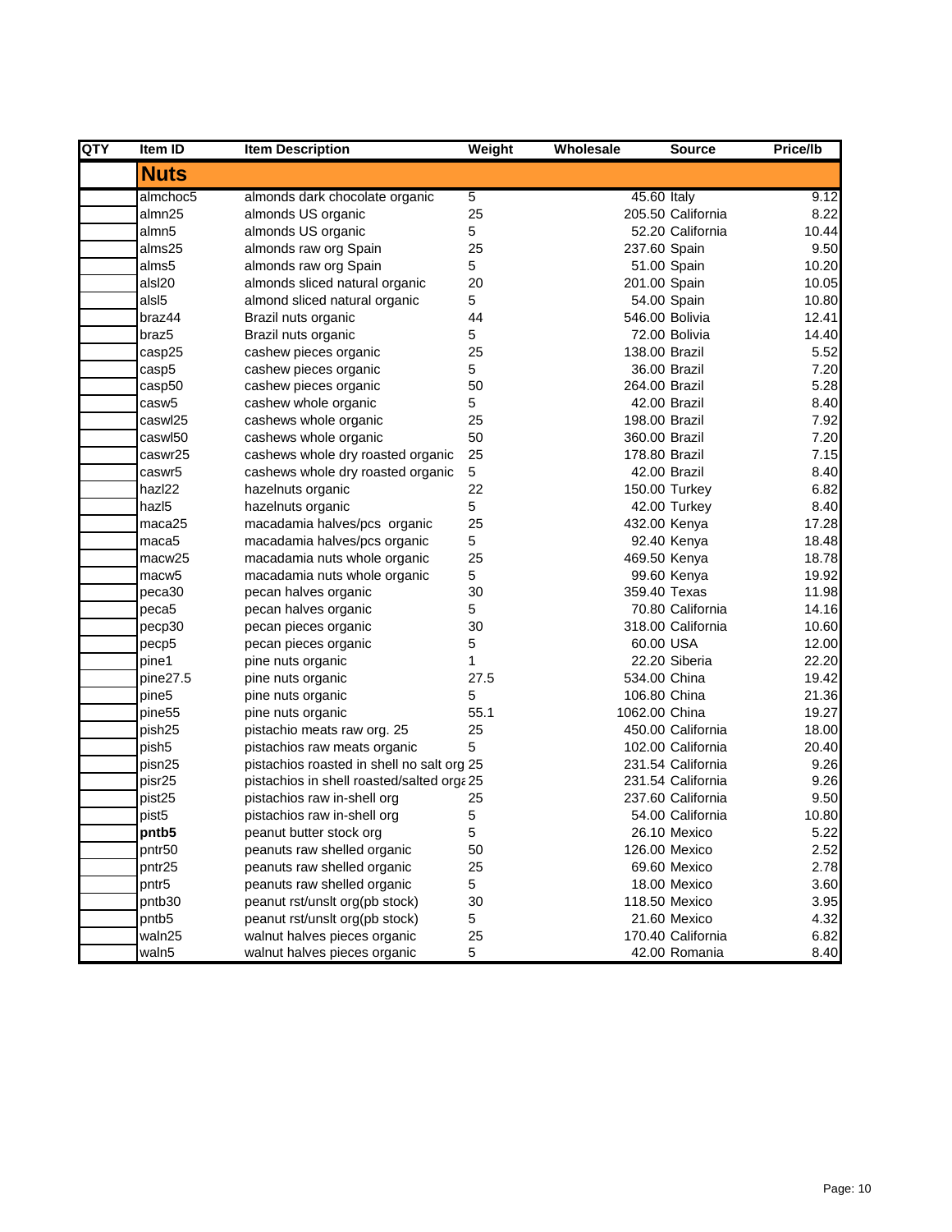| QTY | Item ID | Item Description | Weight | Wholesale | Source | Price/lb |
|---|---|---|---|---|---|---|
| | **Nuts** | | | | | |
| | almchoc5 | almonds dark chocolate organic | 5 | 45.60 | Italy | 9.12 |
| | almn25 | almonds US organic | 25 | 205.50 | California | 8.22 |
| | almn5 | almonds US organic | 5 | 52.20 | California | 10.44 |
| | alms25 | almonds raw org Spain | 25 | 237.60 | Spain | 9.50 |
| | alms5 | almonds raw org Spain | 5 | 51.00 | Spain | 10.20 |
| | alsl20 | almonds sliced natural organic | 20 | 201.00 | Spain | 10.05 |
| | alsl5 | almond sliced natural organic | 5 | 54.00 | Spain | 10.80 |
| | braz44 | Brazil nuts organic | 44 | 546.00 | Bolivia | 12.41 |
| | braz5 | Brazil nuts organic | 5 | 72.00 | Bolivia | 14.40 |
| | casp25 | cashew pieces organic | 25 | 138.00 | Brazil | 5.52 |
| | casp5 | cashew pieces organic | 5 | 36.00 | Brazil | 7.20 |
| | casp50 | cashew pieces organic | 50 | 264.00 | Brazil | 5.28 |
| | casw5 | cashew whole organic | 5 | 42.00 | Brazil | 8.40 |
| | caswl25 | cashews whole organic | 25 | 198.00 | Brazil | 7.92 |
| | caswl50 | cashews whole organic | 50 | 360.00 | Brazil | 7.20 |
| | caswr25 | cashews whole dry roasted organic | 25 | 178.80 | Brazil | 7.15 |
| | caswr5 | cashews whole dry roasted organic | 5 | 42.00 | Brazil | 8.40 |
| | hazl22 | hazelnuts organic | 22 | 150.00 | Turkey | 6.82 |
| | hazl5 | hazelnuts organic | 5 | 42.00 | Turkey | 8.40 |
| | maca25 | macadamia halves/pcs organic | 25 | 432.00 | Kenya | 17.28 |
| | maca5 | macadamia halves/pcs organic | 5 | 92.40 | Kenya | 18.48 |
| | macw25 | macadamia nuts whole organic | 25 | 469.50 | Kenya | 18.78 |
| | macw5 | macadamia nuts whole organic | 5 | 99.60 | Kenya | 19.92 |
| | peca30 | pecan halves organic | 30 | 359.40 | Texas | 11.98 |
| | peca5 | pecan halves organic | 5 | 70.80 | California | 14.16 |
| | pecp30 | pecan pieces organic | 30 | 318.00 | California | 10.60 |
| | pecp5 | pecan pieces organic | 5 | 60.00 | USA | 12.00 |
| | pine1 | pine nuts organic | 1 | 22.20 | Siberia | 22.20 |
| | pine27.5 | pine nuts organic | 27.5 | 534.00 | China | 19.42 |
| | pine5 | pine nuts organic | 5 | 106.80 | China | 21.36 |
| | pine55 | pine nuts organic | 55.1 | 1062.00 | China | 19.27 |
| | pish25 | pistachio meats raw org. 25 | 25 | 450.00 | California | 18.00 |
| | pish5 | pistachios raw meats organic | 5 | 102.00 | California | 20.40 |
| | pisn25 | pistachios roasted in shell no salt org | 25 | 231.54 | California | 9.26 |
| | pisr25 | pistachios in shell roasted/salted orga | 25 | 231.54 | California | 9.26 |
| | pist25 | pistachios raw in-shell org | 25 | 237.60 | California | 9.50 |
| | pist5 | pistachios raw in-shell org | 5 | 54.00 | California | 10.80 |
| | **pntb5** | peanut butter stock org | 5 | 26.10 | Mexico | 5.22 |
| | pntr50 | peanuts raw shelled organic | 50 | 126.00 | Mexico | 2.52 |
| | pntr25 | peanuts raw shelled organic | 25 | 69.60 | Mexico | 2.78 |
| | pntr5 | peanuts raw shelled organic | 5 | 18.00 | Mexico | 3.60 |
| | pntb30 | peanut rst/unslt org(pb stock) | 30 | 118.50 | Mexico | 3.95 |
| | pntb5 | peanut rst/unslt org(pb stock) | 5 | 21.60 | Mexico | 4.32 |
| | waln25 | walnut halves pieces organic | 25 | 170.40 | California | 6.82 |
| | waln5 | walnut halves pieces organic | 5 | 42.00 | Romania | 8.40 |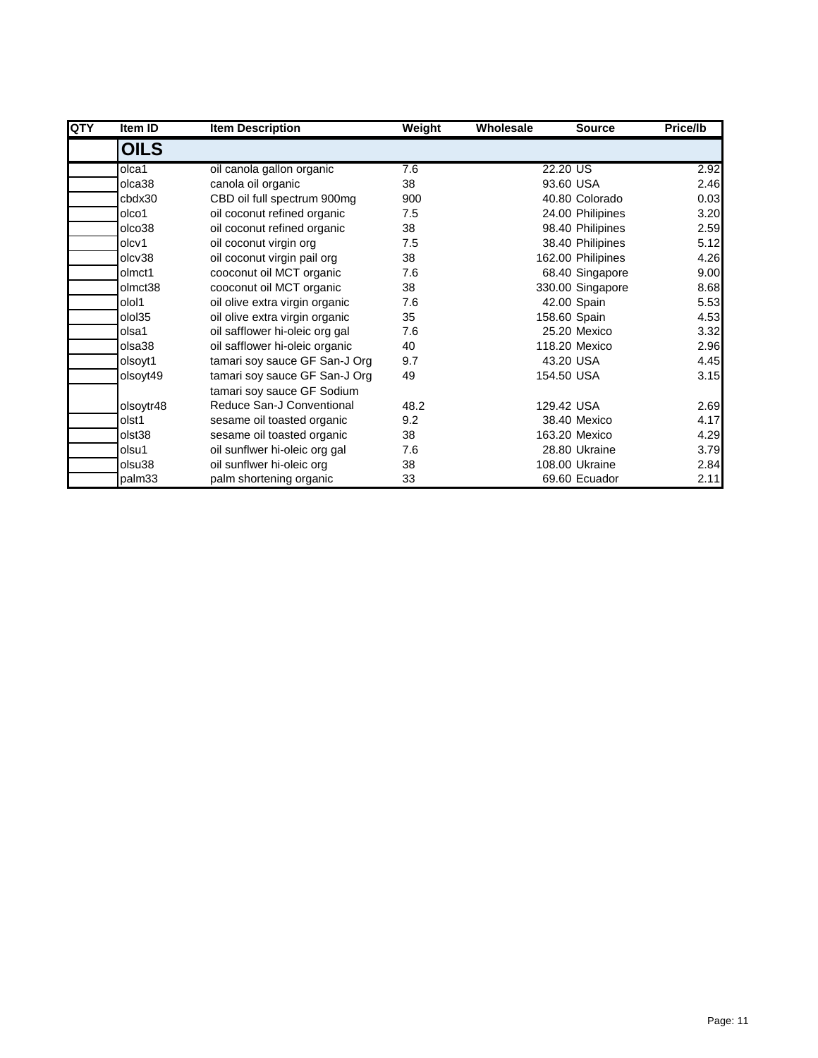| QTY | Item ID | Item Description | Weight | Wholesale | Source | Price/lb |
|---|---|---|---|---|---|---|
| | **OILS** | | | | | |
| | olca1 | oil canola gallon organic | 7.6 | 22.20 | US | 2.92 |
| | olca38 | canola oil organic | 38 | 93.60 | USA | 2.46 |
| | cbdx30 | CBD oil full spectrum 900mg | 900 | 40.80 | Colorado | 0.03 |
| | olco1 | oil coconut refined organic | 7.5 | 24.00 | Philipines | 3.20 |
| | olco38 | oil coconut refined organic | 38 | 98.40 | Philipines | 2.59 |
| | olcv1 | oil coconut virgin org | 7.5 | 38.40 | Philipines | 5.12 |
| | olcv38 | oil coconut virgin pail org | 38 | 162.00 | Philipines | 4.26 |
| | olmct1 | cooconut oil MCT organic | 7.6 | 68.40 | Singapore | 9.00 |
| | olmct38 | cooconut oil MCT organic | 38 | 330.00 | Singapore | 8.68 |
| | olol1 | oil olive extra virgin organic | 7.6 | 42.00 | Spain | 5.53 |
| | olol35 | oil olive extra virgin organic | 35 | 158.60 | Spain | 4.53 |
| | olsa1 | oil safflower hi-oleic org gal | 7.6 | 25.20 | Mexico | 3.32 |
| | olsa38 | oil safflower hi-oleic organic | 40 | 118.20 | Mexico | 2.96 |
| | olsoyt1 | tamari soy sauce GF San-J Org | 9.7 | 43.20 | USA | 4.45 |
| | olsoyt49 | tamari soy sauce GF San-J Org | 49 | 154.50 | USA | 3.15 |
| | olsoytr48 | tamari soy sauce GF Sodium Reduce San-J Conventional | 48.2 | 129.42 | USA | 2.69 |
| | olst1 | sesame oil toasted organic | 9.2 | 38.40 | Mexico | 4.17 |
| | olst38 | sesame oil toasted organic | 38 | 163.20 | Mexico | 4.29 |
| | olsu1 | oil sunflwer hi-oleic org gal | 7.6 | 28.80 | Ukraine | 3.79 |
| | olsu38 | oil sunflwer hi-oleic org | 38 | 108.00 | Ukraine | 2.84 |
| | palm33 | palm shortening organic | 33 | 69.60 | Ecuador | 2.11 |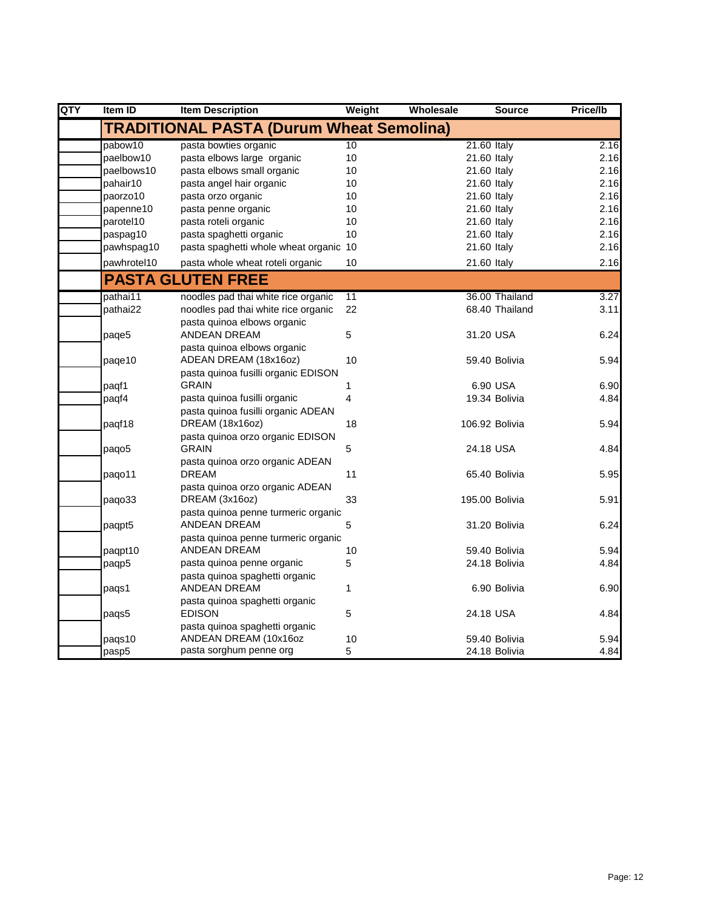| QTY | Item ID | Item Description | Weight | Wholesale | Source | Price/lb |
|---|---|---|---|---|---|---|
| | **TRADITIONAL PASTA (Durum Wheat Semolina)** | | | | | |
| | pabow10 | pasta bowties organic | 10 | 21.60 | Italy | 2.16 |
| | paelbow10 | pasta elbows large organic | 10 | 21.60 | Italy | 2.16 |
| | paelbows10 | pasta elbows small organic | 10 | 21.60 | Italy | 2.16 |
| | pahair10 | pasta angel hair organic | 10 | 21.60 | Italy | 2.16 |
| | paorzo10 | pasta orzo organic | 10 | 21.60 | Italy | 2.16 |
| | papenne10 | pasta penne organic | 10 | 21.60 | Italy | 2.16 |
| | parotel10 | pasta roteli organic | 10 | 21.60 | Italy | 2.16 |
| | paspag10 | pasta spaghetti organic | 10 | 21.60 | Italy | 2.16 |
| | pawhspag10 | pasta spaghetti whole wheat organic | 10 | 21.60 | Italy | 2.16 |
| | pawhrotel10 | pasta whole wheat roteli organic | 10 | 21.60 | Italy | 2.16 |
| | **PASTA GLUTEN FREE** | | | | | |
| | pathai11 | noodles pad thai white rice organic | 11 | 36.00 | Thailand | 3.27 |
| | pathai22 | noodles pad thai white rice organic | 22 | 68.40 | Thailand | 3.11 |
| | paqe5 | pasta quinoa elbows organic ANDEAN DREAM | 5 | 31.20 | USA | 6.24 |
| | paqe10 | pasta quinoa elbows organic ADEAN DREAM (18x16oz) | 10 | 59.40 | Bolivia | 5.94 |
| | paqf1 | pasta quinoa fusilli organic EDISON GRAIN | 1 | 6.90 | USA | 6.90 |
| | paqf4 | pasta quinoa fusilli organic | 4 | 19.34 | Bolivia | 4.84 |
| | paqf18 | pasta quinoa fusilli organic ADEAN DREAM (18x16oz) | 18 | 106.92 | Bolivia | 5.94 |
| | paqo5 | pasta quinoa orzo organic EDISON GRAIN | 5 | 24.18 | USA | 4.84 |
| | paqo11 | pasta quinoa orzo organic ADEAN DREAM | 11 | 65.40 | Bolivia | 5.95 |
| | paqo33 | pasta quinoa orzo organic ADEAN DREAM (3x16oz) | 33 | 195.00 | Bolivia | 5.91 |
| | paqpt5 | pasta quinoa penne turmeric organic ANDEAN DREAM | 5 | 31.20 | Bolivia | 6.24 |
| | paqpt10 | pasta quinoa penne turmeric organic ANDEAN DREAM | 10 | 59.40 | Bolivia | 5.94 |
| | paqp5 | pasta quinoa penne organic | 5 | 24.18 | Bolivia | 4.84 |
| | paqs1 | pasta quinoa spaghetti organic ANDEAN DREAM | 1 | 6.90 | Bolivia | 6.90 |
| | paqs5 | pasta quinoa spaghetti organic EDISON | 5 | 24.18 | USA | 4.84 |
| | paqs10 | pasta quinoa spaghetti organic ANDEAN DREAM (10x16oz | 10 | 59.40 | Bolivia | 5.94 |
| | pasp5 | pasta sorghum penne org | 5 | 24.18 | Bolivia | 4.84 |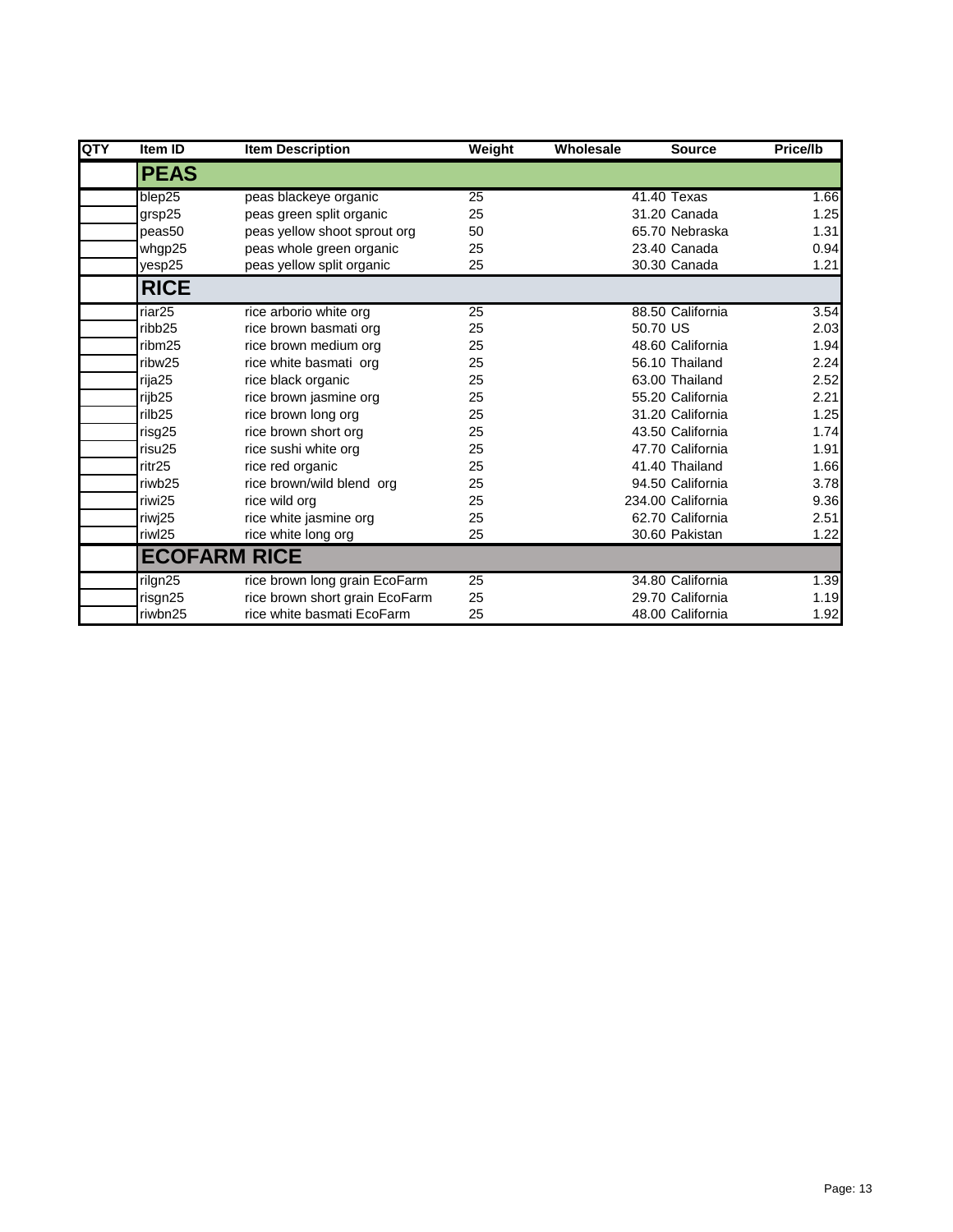| QTY | Item ID | Item Description | Weight | Wholesale | Source | Price/lb |
|---|---|---|---|---|---|---|
| | **PEAS** | | | | | |
| | blep25 | peas blackeye organic | 25 | 41.40 | Texas | 1.66 |
| | grsp25 | peas green split organic | 25 | 31.20 | Canada | 1.25 |
| | peas50 | peas yellow shoot sprout org | 50 | 65.70 | Nebraska | 1.31 |
| | whgp25 | peas whole green organic | 25 | 23.40 | Canada | 0.94 |
| | yesp25 | peas yellow split organic | 25 | 30.30 | Canada | 1.21 |
| | **RICE** | | | | | |
| | riar25 | rice arborio white org | 25 | 88.50 | California | 3.54 |
| | ribb25 | rice brown basmati org | 25 | 50.70 | US | 2.03 |
| | ribm25 | rice brown medium org | 25 | 48.60 | California | 1.94 |
| | ribw25 | rice white basmati org | 25 | 56.10 | Thailand | 2.24 |
| | rija25 | rice black organic | 25 | 63.00 | Thailand | 2.52 |
| | rijb25 | rice brown jasmine org | 25 | 55.20 | California | 2.21 |
| | rilb25 | rice brown long org | 25 | 31.20 | California | 1.25 |
| | risg25 | rice brown short org | 25 | 43.50 | California | 1.74 |
| | risu25 | rice sushi white org | 25 | 47.70 | California | 1.91 |
| | ritr25 | rice red organic | 25 | 41.40 | Thailand | 1.66 |
| | riwb25 | rice brown/wild blend org | 25 | 94.50 | California | 3.78 |
| | riwi25 | rice wild org | 25 | 234.00 | California | 9.36 |
| | riwj25 | rice white jasmine org | 25 | 62.70 | California | 2.51 |
| | riwl25 | rice white long org | 25 | 30.60 | Pakistan | 1.22 |
| | **ECOFARM RICE** | | | | | |
| | rilgn25 | rice brown long grain EcoFarm | 25 | 34.80 | California | 1.39 |
| | risgn25 | rice brown short grain EcoFarm | 25 | 29.70 | California | 1.19 |
| | riwbn25 | rice white basmati EcoFarm | 25 | 48.00 | California | 1.92 |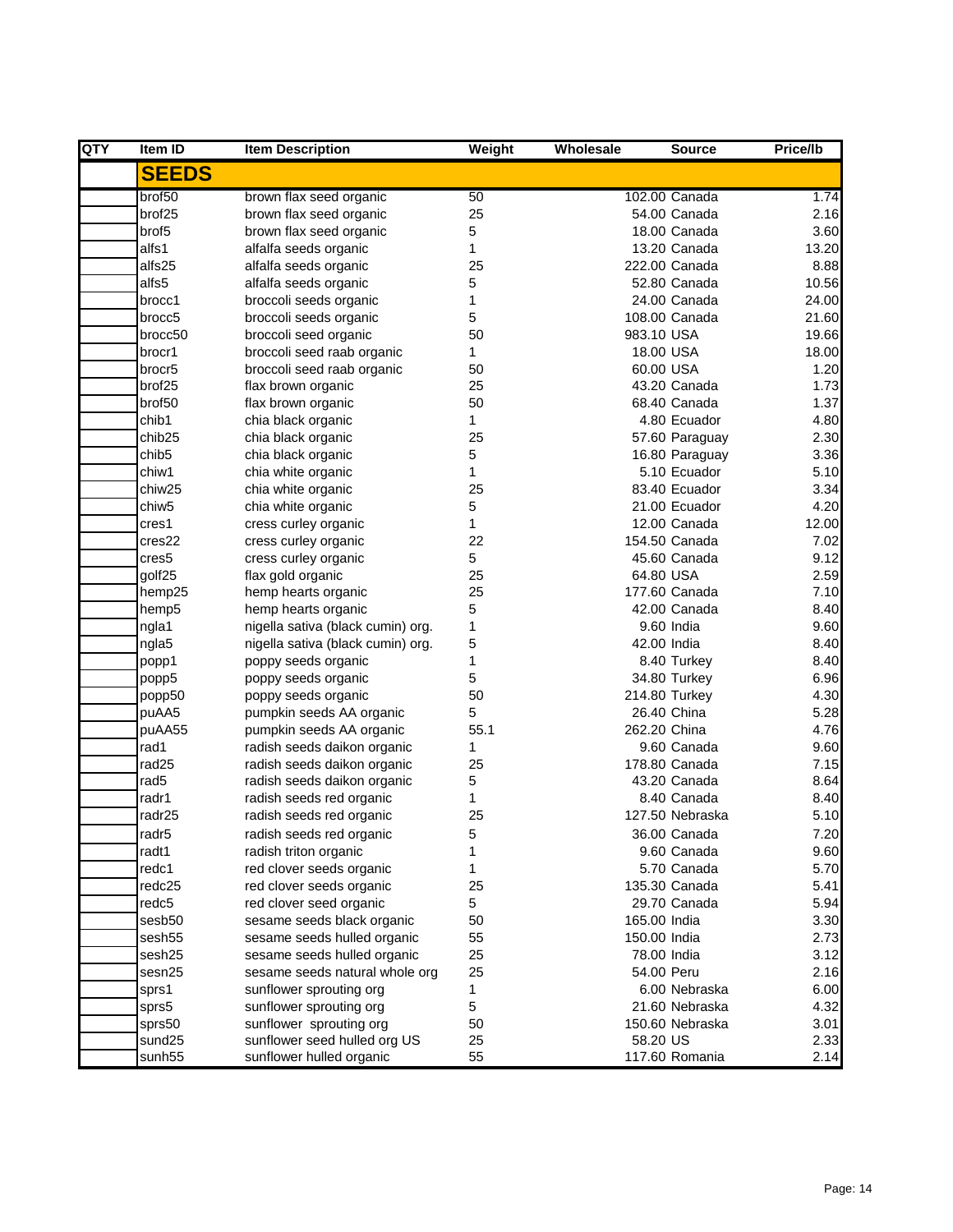| QTY | Item ID | Item Description | Weight | Wholesale | Source | Price/lb |
|---|---|---|---|---|---|---|
| | **SEEDS** | | | | | |
| | brof50 | brown flax seed organic | 50 | 102.00 | Canada | 1.74 |
| | brof25 | brown flax seed organic | 25 | 54.00 | Canada | 2.16 |
| | brof5 | brown flax seed organic | 5 | 18.00 | Canada | 3.60 |
| | alfs1 | alfalfa seeds organic | 1 | 13.20 | Canada | 13.20 |
| | alfs25 | alfalfa seeds organic | 25 | 222.00 | Canada | 8.88 |
| | alfs5 | alfalfa seeds organic | 5 | 52.80 | Canada | 10.56 |
| | brocc1 | broccoli seeds organic | 1 | 24.00 | Canada | 24.00 |
| | brocc5 | broccoli seeds organic | 5 | 108.00 | Canada | 21.60 |
| | brocc50 | broccoli seed organic | 50 | 983.10 | USA | 19.66 |
| | brocr1 | broccoli seed raab organic | 1 | 18.00 | USA | 18.00 |
| | brocr5 | broccoli seed raab organic | 50 | 60.00 | USA | 1.20 |
| | brof25 | flax brown organic | 25 | 43.20 | Canada | 1.73 |
| | brof50 | flax brown organic | 50 | 68.40 | Canada | 1.37 |
| | chib1 | chia black organic | 1 | 4.80 | Ecuador | 4.80 |
| | chib25 | chia black organic | 25 | 57.60 | Paraguay | 2.30 |
| | chib5 | chia black organic | 5 | 16.80 | Paraguay | 3.36 |
| | chiw1 | chia white organic | 1 | 5.10 | Ecuador | 5.10 |
| | chiw25 | chia white organic | 25 | 83.40 | Ecuador | 3.34 |
| | chiw5 | chia white organic | 5 | 21.00 | Ecuador | 4.20 |
| | cres1 | cress curley organic | 1 | 12.00 | Canada | 12.00 |
| | cres22 | cress curley organic | 22 | 154.50 | Canada | 7.02 |
| | cres5 | cress curley organic | 5 | 45.60 | Canada | 9.12 |
| | golf25 | flax gold organic | 25 | 64.80 | USA | 2.59 |
| | hemp25 | hemp hearts organic | 25 | 177.60 | Canada | 7.10 |
| | hemp5 | hemp hearts organic | 5 | 42.00 | Canada | 8.40 |
| | ngla1 | nigella sativa (black cumin) org. | 1 | 9.60 | India | 9.60 |
| | ngla5 | nigella sativa (black cumin) org. | 5 | 42.00 | India | 8.40 |
| | popp1 | poppy seeds organic | 1 | 8.40 | Turkey | 8.40 |
| | popp5 | poppy seeds organic | 5 | 34.80 | Turkey | 6.96 |
| | popp50 | poppy seeds organic | 50 | 214.80 | Turkey | 4.30 |
| | puAA5 | pumpkin seeds AA organic | 5 | 26.40 | China | 5.28 |
| | puAA55 | pumpkin seeds AA organic | 55.1 | 262.20 | China | 4.76 |
| | rad1 | radish seeds daikon organic | 1 | 9.60 | Canada | 9.60 |
| | rad25 | radish seeds daikon organic | 25 | 178.80 | Canada | 7.15 |
| | rad5 | radish seeds daikon organic | 5 | 43.20 | Canada | 8.64 |
| | radr1 | radish seeds red organic | 1 | 8.40 | Canada | 8.40 |
| | radr25 | radish seeds red organic | 25 | 127.50 | Nebraska | 5.10 |
| | radr5 | radish seeds red organic | 5 | 36.00 | Canada | 7.20 |
| | radt1 | radish triton organic | 1 | 9.60 | Canada | 9.60 |
| | redc1 | red clover seeds organic | 1 | 5.70 | Canada | 5.70 |
| | redc25 | red clover seeds organic | 25 | 135.30 | Canada | 5.41 |
| | redc5 | red clover seed organic | 5 | 29.70 | Canada | 5.94 |
| | sesb50 | sesame seeds black organic | 50 | 165.00 | India | 3.30 |
| | sesh55 | sesame seeds hulled organic | 55 | 150.00 | India | 2.73 |
| | sesh25 | sesame seeds hulled organic | 25 | 78.00 | India | 3.12 |
| | sesn25 | sesame seeds natural whole org | 25 | 54.00 | Peru | 2.16 |
| | sprs1 | sunflower sprouting org | 1 | 6.00 | Nebraska | 6.00 |
| | sprs5 | sunflower sprouting org | 5 | 21.60 | Nebraska | 4.32 |
| | sprs50 | sunflower sprouting org | 50 | 150.60 | Nebraska | 3.01 |
| | sund25 | sunflower seed hulled org US | 25 | 58.20 | US | 2.33 |
| | sunh55 | sunflower hulled organic | 55 | 117.60 | Romania | 2.14 |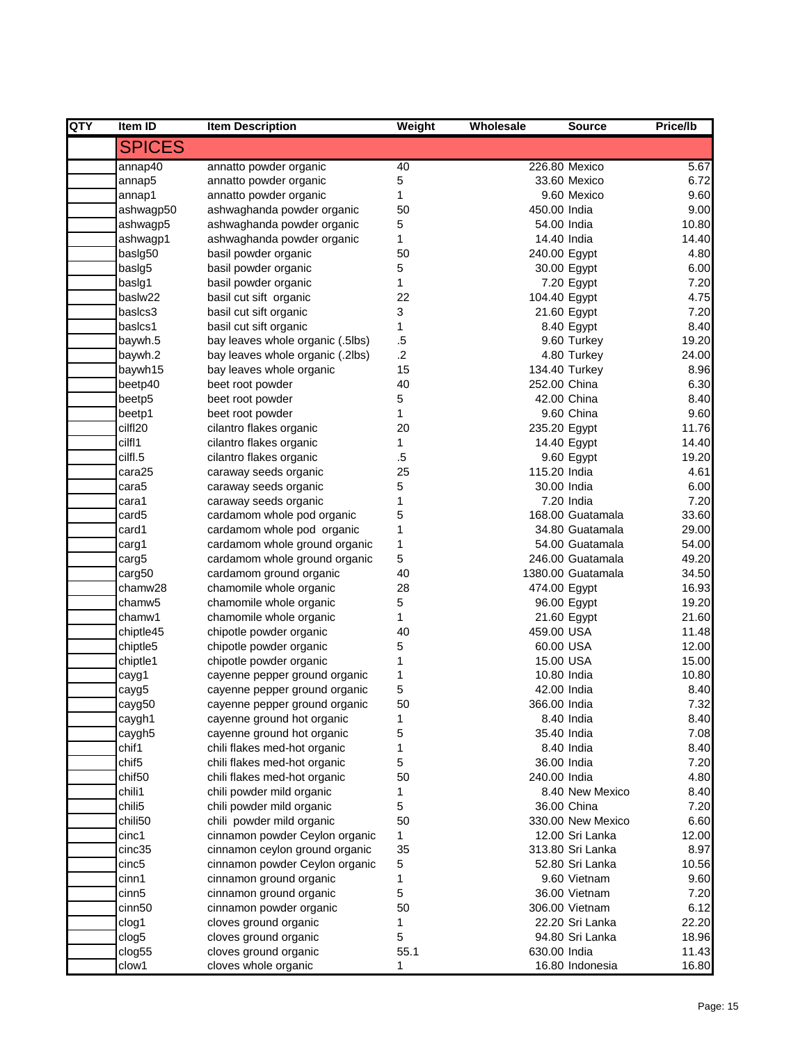| QTY | Item ID | Item Description | Weight | Wholesale | Source | Price/lb |
|---|---|---|---|---|---|---|
| | **SPICES** | | | | | |
| | annap40 | annatto powder organic | 40 | 226.80 | Mexico | 5.67 |
| | annap5 | annatto powder organic | 5 | 33.60 | Mexico | 6.72 |
| | annap1 | annatto powder organic | 1 | 9.60 | Mexico | 9.60 |
| | ashwagp50 | ashwaghanda powder organic | 50 | 450.00 | India | 9.00 |
| | ashwagp5 | ashwaghanda powder organic | 5 | 54.00 | India | 10.80 |
| | ashwagp1 | ashwaghanda powder organic | 1 | 14.40 | India | 14.40 |
| | baslg50 | basil powder organic | 50 | 240.00 | Egypt | 4.80 |
| | baslg5 | basil powder organic | 5 | 30.00 | Egypt | 6.00 |
| | baslg1 | basil powder organic | 1 | 7.20 | Egypt | 7.20 |
| | baslw22 | basil cut sift organic | 22 | 104.40 | Egypt | 4.75 |
| | baslcs3 | basil cut sift organic | 3 | 21.60 | Egypt | 7.20 |
| | baslcs1 | basil cut sift organic | 1 | 8.40 | Egypt | 8.40 |
| | baywh.5 | bay leaves whole organic (.5lbs) | .5 | 9.60 | Turkey | 19.20 |
| | baywh.2 | bay leaves whole organic (.2lbs) | .2 | 4.80 | Turkey | 24.00 |
| | baywh15 | bay leaves whole organic | 15 | 134.40 | Turkey | 8.96 |
| | beetp40 | beet root powder | 40 | 252.00 | China | 6.30 |
| | beetp5 | beet root powder | 5 | 42.00 | China | 8.40 |
| | beetp1 | beet root powder | 1 | 9.60 | China | 9.60 |
| | cilfl20 | cilantro flakes organic | 20 | 235.20 | Egypt | 11.76 |
| | cilfl1 | cilantro flakes organic | 1 | 14.40 | Egypt | 14.40 |
| | cilfl.5 | cilantro flakes organic | .5 | 9.60 | Egypt | 19.20 |
| | cara25 | caraway seeds organic | 25 | 115.20 | India | 4.61 |
| | cara5 | caraway seeds organic | 5 | 30.00 | India | 6.00 |
| | cara1 | caraway seeds organic | 1 | 7.20 | India | 7.20 |
| | card5 | cardamom whole pod organic | 5 | 168.00 | Guatamala | 33.60 |
| | card1 | cardamom whole pod organic | 1 | 34.80 | Guatamala | 29.00 |
| | carg1 | cardamom whole ground organic | 1 | 54.00 | Guatamala | 54.00 |
| | carg5 | cardamom whole ground organic | 5 | 246.00 | Guatamala | 49.20 |
| | carg50 | cardamom ground organic | 40 | 1380.00 | Guatamala | 34.50 |
| | chamw28 | chamomile whole organic | 28 | 474.00 | Egypt | 16.93 |
| | chamw5 | chamomile whole organic | 5 | 96.00 | Egypt | 19.20 |
| | chamw1 | chamomile whole organic | 1 | 21.60 | Egypt | 21.60 |
| | chiptle45 | chipotle powder organic | 40 | 459.00 | USA | 11.48 |
| | chiptle5 | chipotle powder organic | 5 | 60.00 | USA | 12.00 |
| | chiptle1 | chipotle powder organic | 1 | 15.00 | USA | 15.00 |
| | cayg1 | cayenne pepper ground organic | 1 | 10.80 | India | 10.80 |
| | cayg5 | cayenne pepper ground organic | 5 | 42.00 | India | 8.40 |
| | cayg50 | cayenne pepper ground organic | 50 | 366.00 | India | 7.32 |
| | caygh1 | cayenne ground hot organic | 1 | 8.40 | India | 8.40 |
| | caygh5 | cayenne ground hot organic | 5 | 35.40 | India | 7.08 |
| | chif1 | chili flakes med-hot organic | 1 | 8.40 | India | 8.40 |
| | chif5 | chili flakes med-hot organic | 5 | 36.00 | India | 7.20 |
| | chif50 | chili flakes med-hot organic | 50 | 240.00 | India | 4.80 |
| | chili1 | chili powder mild organic | 1 | 8.40 | New Mexico | 8.40 |
| | chili5 | chili powder mild organic | 5 | 36.00 | China | 7.20 |
| | chili50 | chili powder mild organic | 50 | 330.00 | New Mexico | 6.60 |
| | cinc1 | cinnamon powder Ceylon organic | 1 | 12.00 | Sri Lanka | 12.00 |
| | cinc35 | cinnamon ceylon ground organic | 35 | 313.80 | Sri Lanka | 8.97 |
| | cinc5 | cinnamon powder Ceylon organic | 5 | 52.80 | Sri Lanka | 10.56 |
| | cinn1 | cinnamon ground organic | 1 | 9.60 | Vietnam | 9.60 |
| | cinn5 | cinnamon ground organic | 5 | 36.00 | Vietnam | 7.20 |
| | cinn50 | cinnamon powder organic | 50 | 306.00 | Vietnam | 6.12 |
| | clog1 | cloves ground organic | 1 | 22.20 | Sri Lanka | 22.20 |
| | clog5 | cloves ground organic | 5 | 94.80 | Sri Lanka | 18.96 |
| | clog55 | cloves ground organic | 55.1 | 630.00 | India | 11.43 |
| | clow1 | cloves whole organic | 1 | 16.80 | Indonesia | 16.80 |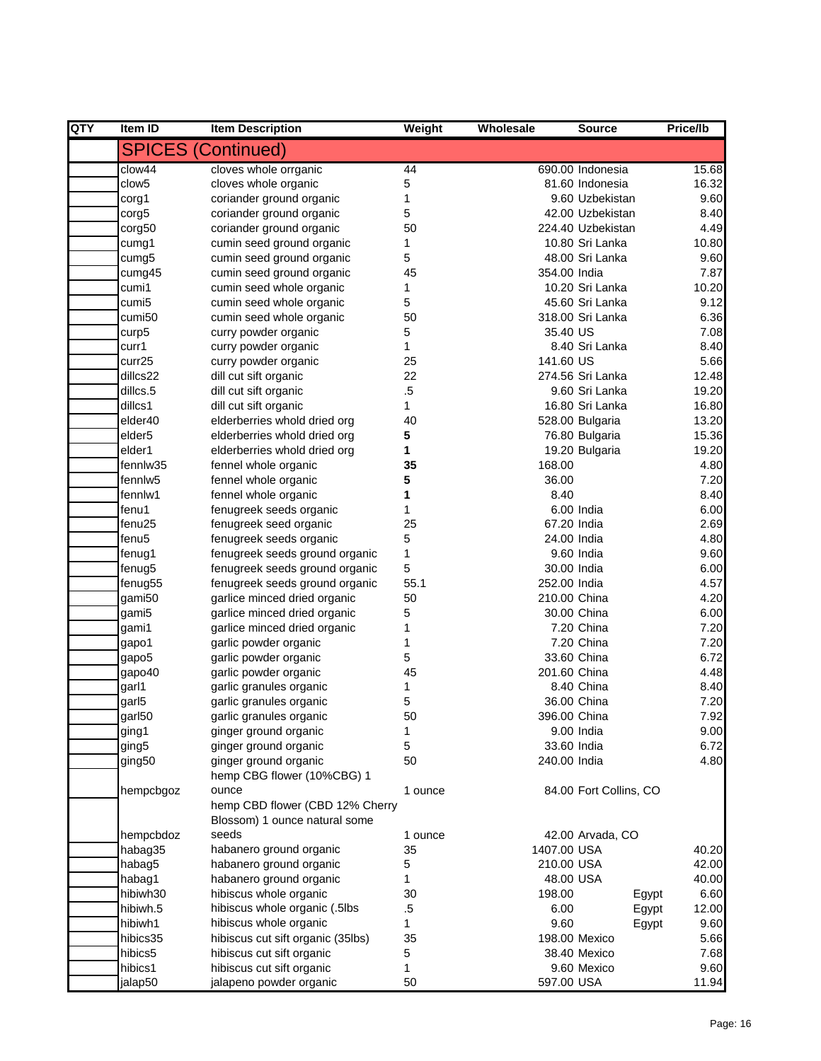| QTY | Item ID | Item Description | Weight | Wholesale | Source | Price/lb |
|---|---|---|---|---|---|---|
| | **SPICES (Continued)** | | | | | |
| | clow44 | cloves whole orrganic | 44 | 690.00 | Indonesia | 15.68 |
| | clow5 | cloves whole organic | 5 | 81.60 | Indonesia | 16.32 |
| | corg1 | coriander ground organic | 1 | 9.60 | Uzbekistan | 9.60 |
| | corg5 | coriander ground organic | 5 | 42.00 | Uzbekistan | 8.40 |
| | corg50 | coriander ground organic | 50 | 224.40 | Uzbekistan | 4.49 |
| | cumg1 | cumin seed ground organic | 1 | 10.80 | Sri Lanka | 10.80 |
| | cumg5 | cumin seed ground organic | 5 | 48.00 | Sri Lanka | 9.60 |
| | cumg45 | cumin seed ground organic | 45 | 354.00 | India | 7.87 |
| | cumi1 | cumin seed whole organic | 1 | 10.20 | Sri Lanka | 10.20 |
| | cumi5 | cumin seed whole organic | 5 | 45.60 | Sri Lanka | 9.12 |
| | cumi50 | cumin seed whole organic | 50 | 318.00 | Sri Lanka | 6.36 |
| | curp5 | curry powder organic | 5 | 35.40 | US | 7.08 |
| | curr1 | curry powder organic | 1 | 8.40 | Sri Lanka | 8.40 |
| | curr25 | curry powder organic | 25 | 141.60 | US | 5.66 |
| | dillcs22 | dill cut sift organic | 22 | 274.56 | Sri Lanka | 12.48 |
| | dillcs.5 | dill cut sift organic | .5 | 9.60 | Sri Lanka | 19.20 |
| | dillcs1 | dill cut sift organic | 1 | 16.80 | Sri Lanka | 16.80 |
| | elder40 | elderberries whold dried org | 40 | 528.00 | Bulgaria | 13.20 |
| | elder5 | elderberries whold dried org | **5** | 76.80 | Bulgaria | 15.36 |
| | elder1 | elderberries whold dried org | **1** | 19.20 | Bulgaria | 19.20 |
| | fennlw35 | fennel whole organic | **35** | 168.00 | | 4.80 |
| | fennlw5 | fennel whole organic | **5** | 36.00 | | 7.20 |
| | fennlw1 | fennel whole organic | **1** | 8.40 | | 8.40 |
| | fenu1 | fenugreek seeds organic | 1 | 6.00 | India | 6.00 |
| | fenu25 | fenugreek seed organic | 25 | 67.20 | India | 2.69 |
| | fenu5 | fenugreek seeds organic | 5 | 24.00 | India | 4.80 |
| | fenug1 | fenugreek seeds ground organic | 1 | 9.60 | India | 9.60 |
| | fenug5 | fenugreek seeds ground organic | 5 | 30.00 | India | 6.00 |
| | fenug55 | fenugreek seeds ground organic | 55.1 | 252.00 | India | 4.57 |
| | gami50 | garlice minced dried organic | 50 | 210.00 | China | 4.20 |
| | gami5 | garlice minced dried organic | 5 | 30.00 | China | 6.00 |
| | gami1 | garlice minced dried organic | 1 | 7.20 | China | 7.20 |
| | gapo1 | garlic powder organic | 1 | 7.20 | China | 7.20 |
| | gapo5 | garlic powder organic | 5 | 33.60 | China | 6.72 |
| | gapo40 | garlic powder organic | 45 | 201.60 | China | 4.48 |
| | garl1 | garlic granules organic | 1 | 8.40 | China | 8.40 |
| | garl5 | garlic granules organic | 5 | 36.00 | China | 7.20 |
| | garl50 | garlic granules organic | 50 | 396.00 | China | 7.92 |
| | ging1 | ginger ground organic | 1 | 9.00 | India | 9.00 |
| | ging5 | ginger ground organic | 5 | 33.60 | India | 6.72 |
| | ging50 | ginger ground organic | 50 | 240.00 | India | 4.80 |
| | hempcbgoz | hemp CBG flower (10%CBG) 1 ounce | 1 ounce | 84.00 | Fort Collins, CO | |
| | hempcbdoz | hemp CBD flower (CBD 12% Cherry Blossom) 1 ounce natural some seeds | 1 ounce | 42.00 | Arvada, CO | |
| | habag35 | habanero ground organic | 35 | 1407.00 | USA | 40.20 |
| | habag5 | habanero ground organic | 5 | 210.00 | USA | 42.00 |
| | habag1 | habanero ground organic | 1 | 48.00 | USA | 40.00 |
| | hibiwh30 | hibiscus whole organic | 30 | 198.00 | Egypt | 6.60 |
| | hibiwh.5 | hibiscus whole organic (.5lbs | .5 | 6.00 | Egypt | 12.00 |
| | hibiwh1 | hibiscus whole organic | 1 | 9.60 | Egypt | 9.60 |
| | hibics35 | hibiscus cut sift organic (35lbs) | 35 | 198.00 | Mexico | 5.66 |
| | hibics5 | hibiscus cut sift organic | 5 | 38.40 | Mexico | 7.68 |
| | hibics1 | hibiscus cut sift organic | 1 | 9.60 | Mexico | 9.60 |
| | jalap50 | jalapeno powder organic | 50 | 597.00 | USA | 11.94 |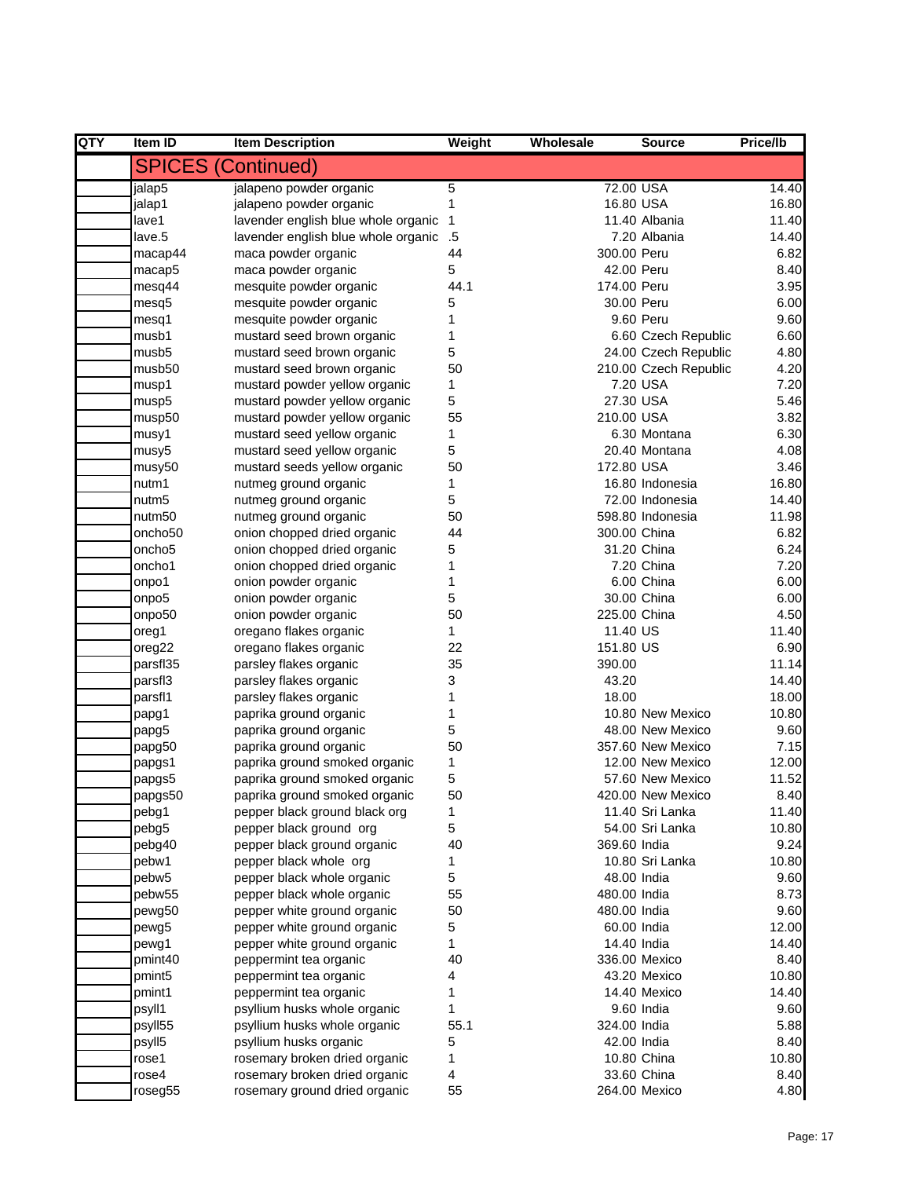| QTY | Item ID | Item Description | Weight | Wholesale | Source | Price/lb |
|---|---|---|---|---|---|---|
| | **SPICES (Continued)** | | | | | |
| | jalap5 | jalapeno powder organic | 5 | 72.00 | USA | 14.40 |
| | jalap1 | jalapeno powder organic | 1 | 16.80 | USA | 16.80 |
| | lave1 | lavender english blue whole organic | 1 | 11.40 | Albania | 11.40 |
| | lave.5 | lavender english blue whole organic | .5 | 7.20 | Albania | 14.40 |
| | macap44 | maca powder organic | 44 | 300.00 | Peru | 6.82 |
| | macap5 | maca powder organic | 5 | 42.00 | Peru | 8.40 |
| | mesq44 | mesquite powder organic | 44.1 | 174.00 | Peru | 3.95 |
| | mesq5 | mesquite powder organic | 5 | 30.00 | Peru | 6.00 |
| | mesq1 | mesquite powder organic | 1 | 9.60 | Peru | 9.60 |
| | musb1 | mustard seed brown organic | 1 | 6.60 | Czech Republic | 6.60 |
| | musb5 | mustard seed brown organic | 5 | 24.00 | Czech Republic | 4.80 |
| | musb50 | mustard seed brown organic | 50 | 210.00 | Czech Republic | 4.20 |
| | musp1 | mustard powder yellow organic | 1 | 7.20 | USA | 7.20 |
| | musp5 | mustard powder yellow organic | 5 | 27.30 | USA | 5.46 |
| | musp50 | mustard powder yellow organic | 55 | 210.00 | USA | 3.82 |
| | musy1 | mustard seed yellow organic | 1 | 6.30 | Montana | 6.30 |
| | musy5 | mustard seed yellow organic | 5 | 20.40 | Montana | 4.08 |
| | musy50 | mustard seeds yellow organic | 50 | 172.80 | USA | 3.46 |
| | nutm1 | nutmeg ground organic | 1 | 16.80 | Indonesia | 16.80 |
| | nutm5 | nutmeg ground organic | 5 | 72.00 | Indonesia | 14.40 |
| | nutm50 | nutmeg ground organic | 50 | 598.80 | Indonesia | 11.98 |
| | oncho50 | onion chopped dried organic | 44 | 300.00 | China | 6.82 |
| | oncho5 | onion chopped dried organic | 5 | 31.20 | China | 6.24 |
| | oncho1 | onion chopped dried organic | 1 | 7.20 | China | 7.20 |
| | onpo1 | onion powder organic | 1 | 6.00 | China | 6.00 |
| | onpo5 | onion powder organic | 5 | 30.00 | China | 6.00 |
| | onpo50 | onion powder organic | 50 | 225.00 | China | 4.50 |
| | oreg1 | oregano flakes organic | 1 | 11.40 | US | 11.40 |
| | oreg22 | oregano flakes organic | 22 | 151.80 | US | 6.90 |
| | parsfl35 | parsley flakes organic | 35 | 390.00 | | 11.14 |
| | parsfl3 | parsley flakes organic | 3 | 43.20 | | 14.40 |
| | parsfl1 | parsley flakes organic | 1 | 18.00 | | 18.00 |
| | papg1 | paprika ground organic | 1 | 10.80 | New Mexico | 10.80 |
| | papg5 | paprika ground organic | 5 | 48.00 | New Mexico | 9.60 |
| | papg50 | paprika ground organic | 50 | 357.60 | New Mexico | 7.15 |
| | papgs1 | paprika ground smoked organic | 1 | 12.00 | New Mexico | 12.00 |
| | papgs5 | paprika ground smoked organic | 5 | 57.60 | New Mexico | 11.52 |
| | papgs50 | paprika ground smoked organic | 50 | 420.00 | New Mexico | 8.40 |
| | pebg1 | pepper black ground black org | 1 | 11.40 | Sri Lanka | 11.40 |
| | pebg5 | pepper black ground org | 5 | 54.00 | Sri Lanka | 10.80 |
| | pebg40 | pepper black ground organic | 40 | 369.60 | India | 9.24 |
| | pebw1 | pepper black whole org | 1 | 10.80 | Sri Lanka | 10.80 |
| | pebw5 | pepper black whole organic | 5 | 48.00 | India | 9.60 |
| | pebw55 | pepper black whole organic | 55 | 480.00 | India | 8.73 |
| | pewg50 | pepper white ground organic | 50 | 480.00 | India | 9.60 |
| | pewg5 | pepper white ground organic | 5 | 60.00 | India | 12.00 |
| | pewg1 | pepper white ground organic | 1 | 14.40 | India | 14.40 |
| | pmint40 | peppermint tea organic | 40 | 336.00 | Mexico | 8.40 |
| | pmint5 | peppermint tea organic | 4 | 43.20 | Mexico | 10.80 |
| | pmint1 | peppermint tea organic | 1 | 14.40 | Mexico | 14.40 |
| | psyll1 | psyllium husks whole organic | 1 | 9.60 | India | 9.60 |
| | psyll55 | psyllium husks whole organic | 55.1 | 324.00 | India | 5.88 |
| | psyll5 | psyllium husks organic | 5 | 42.00 | India | 8.40 |
| | rose1 | rosemary broken dried organic | 1 | 10.80 | China | 10.80 |
| | rose4 | rosemary broken dried organic | 4 | 33.60 | China | 8.40 |
| | roseg55 | rosemary ground dried organic | 55 | 264.00 | Mexico | 4.80 |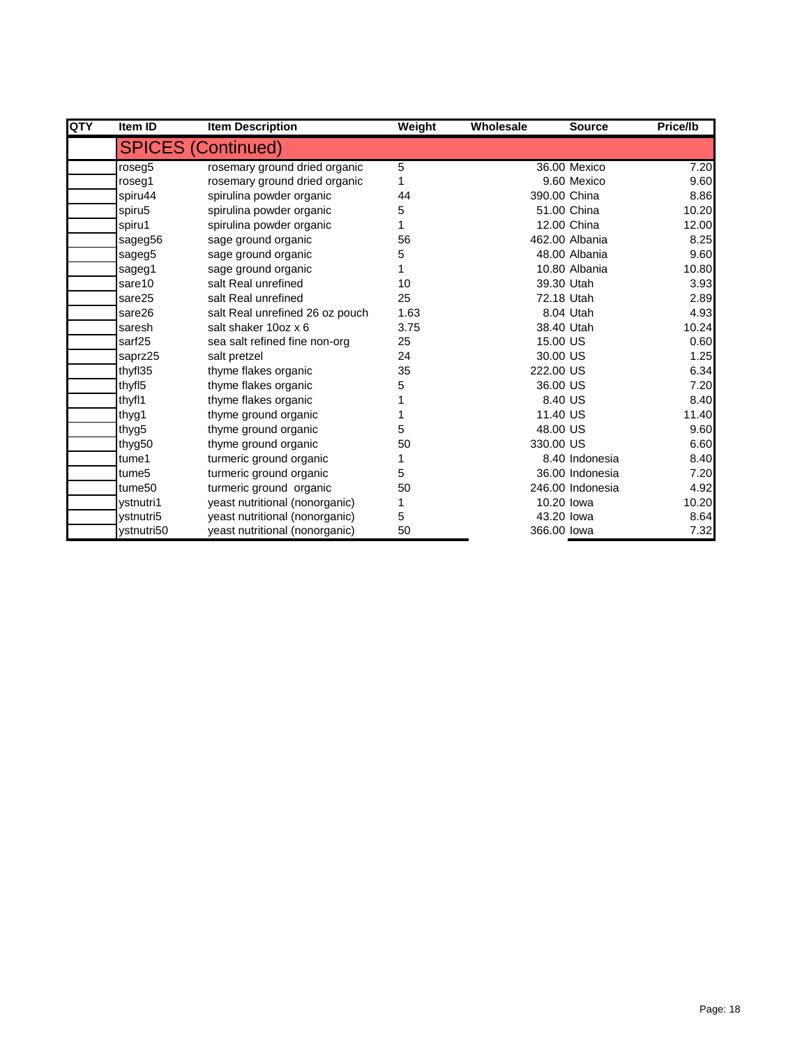| QTY | Item ID | Item Description | Weight | Wholesale | Source | Price/lb |
|---|---|---|---|---|---|---|
| | **SPICES (Continued)** | | | | | |
| | roseg5 | rosemary ground dried organic | 5 | 36.00 | Mexico | 7.20 |
| | roseg1 | rosemary ground dried organic | 1 | 9.60 | Mexico | 9.60 |
| | spiru44 | spirulina powder organic | 44 | 390.00 | China | 8.86 |
| | spiru5 | spirulina powder organic | 5 | 51.00 | China | 10.20 |
| | spiru1 | spirulina powder organic | 1 | 12.00 | China | 12.00 |
| | sageg56 | sage ground organic | 56 | 462.00 | Albania | 8.25 |
| | sageg5 | sage ground organic | 5 | 48.00 | Albania | 9.60 |
| | sageg1 | sage ground organic | 1 | 10.80 | Albania | 10.80 |
| | sare10 | salt Real unrefined | 10 | 39.30 | Utah | 3.93 |
| | sare25 | salt Real unrefined | 25 | 72.18 | Utah | 2.89 |
| | sare26 | salt Real unrefined 26 oz pouch | 1.63 | 8.04 | Utah | 4.93 |
| | saresh | salt shaker 10oz x 6 | 3.75 | 38.40 | Utah | 10.24 |
| | sarf25 | sea salt refined fine non-org | 25 | 15.00 | US | 0.60 |
| | saprz25 | salt pretzel | 24 | 30.00 | US | 1.25 |
| | thyfl35 | thyme flakes organic | 35 | 222.00 | US | 6.34 |
| | thyfl5 | thyme flakes organic | 5 | 36.00 | US | 7.20 |
| | thyfl1 | thyme flakes organic | 1 | 8.40 | US | 8.40 |
| | thyg1 | thyme ground organic | 1 | 11.40 | US | 11.40 |
| | thyg5 | thyme ground organic | 5 | 48.00 | US | 9.60 |
| | thyg50 | thyme ground organic | 50 | 330.00 | US | 6.60 |
| | tume1 | turmeric ground organic | 1 | 8.40 | Indonesia | 8.40 |
| | tume5 | turmeric ground organic | 5 | 36.00 | Indonesia | 7.20 |
| | tume50 | turmeric ground organic | 50 | 246.00 | Indonesia | 4.92 |
| | ystnutri1 | yeast nutritional (nonorganic) | 1 | 10.20 | Iowa | 10.20 |
| | ystnutri5 | yeast nutritional (nonorganic) | 5 | 43.20 | Iowa | 8.64 |
| | ystnutri50 | yeast nutritional (nonorganic) | 50 | 366.00 | Iowa | 7.32 |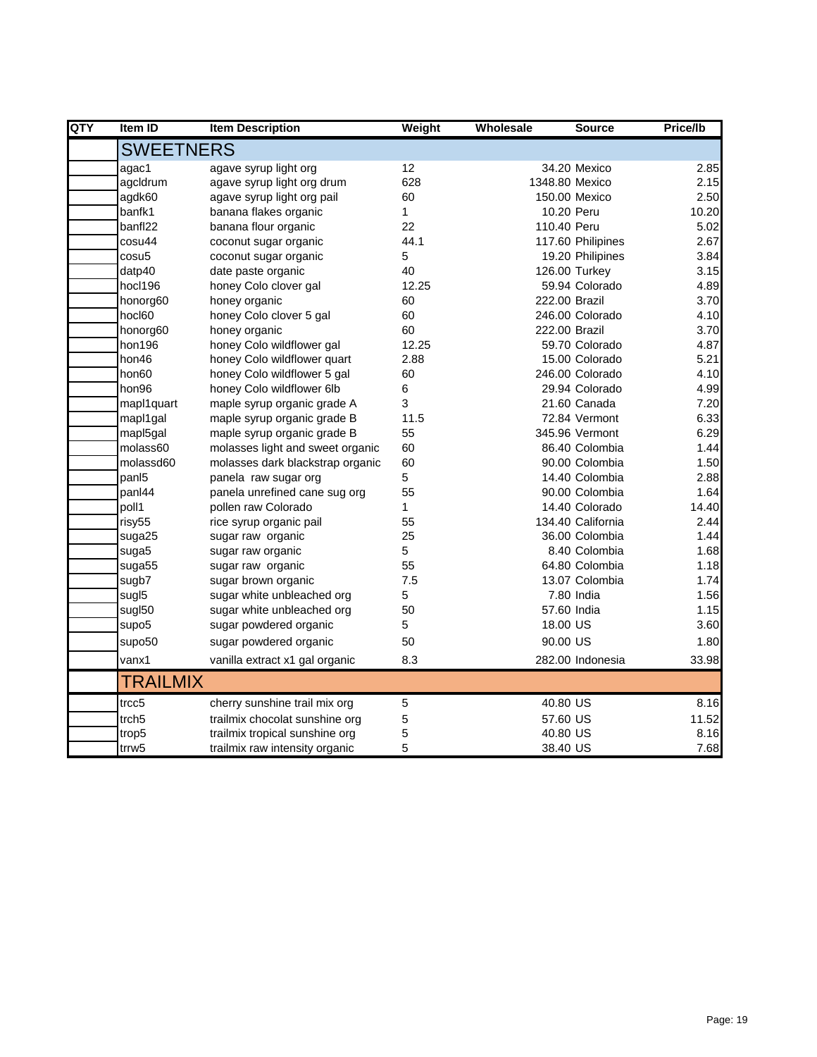| QTY | Item ID | Item Description | Weight | Wholesale | Source | Price/lb |
|---|---|---|---|---|---|---|
| | **SWEETNERS** | | | | | |
| | agac1 | agave syrup light org | 12 | 34.20 | Mexico | 2.85 |
| | agcldrum | agave syrup light org drum | 628 | 1348.80 | Mexico | 2.15 |
| | agdk60 | agave syrup light org pail | 60 | 150.00 | Mexico | 2.50 |
| | banfk1 | banana flakes organic | 1 | 10.20 | Peru | 10.20 |
| | banfl22 | banana flour organic | 22 | 110.40 | Peru | 5.02 |
| | cosu44 | coconut sugar organic | 44.1 | 117.60 | Philipines | 2.67 |
| | cosu5 | coconut sugar organic | 5 | 19.20 | Philipines | 3.84 |
| | datp40 | date paste organic | 40 | 126.00 | Turkey | 3.15 |
| | hocl196 | honey Colo clover gal | 12.25 | 59.94 | Colorado | 4.89 |
| | honorg60 | honey organic | 60 | 222.00 | Brazil | 3.70 |
| | hocl60 | honey Colo clover 5 gal | 60 | 246.00 | Colorado | 4.10 |
| | honorg60 | honey organic | 60 | 222.00 | Brazil | 3.70 |
| | hon196 | honey Colo wildflower gal | 12.25 | 59.70 | Colorado | 4.87 |
| | hon46 | honey Colo wildflower quart | 2.88 | 15.00 | Colorado | 5.21 |
| | hon60 | honey Colo wildflower 5 gal | 60 | 246.00 | Colorado | 4.10 |
| | hon96 | honey Colo wildflower 6lb | 6 | 29.94 | Colorado | 4.99 |
| | mapl1quart | maple syrup organic grade A | 3 | 21.60 | Canada | 7.20 |
| | mapl1gal | maple syrup organic grade B | 11.5 | 72.84 | Vermont | 6.33 |
| | mapl5gal | maple syrup organic grade B | 55 | 345.96 | Vermont | 6.29 |
| | molass60 | molasses light and sweet organic | 60 | 86.40 | Colombia | 1.44 |
| | molassd60 | molasses dark blackstrap organic | 60 | 90.00 | Colombia | 1.50 |
| | panl5 | panela raw sugar org | 5 | 14.40 | Colombia | 2.88 |
| | panl44 | panela unrefined cane sug org | 55 | 90.00 | Colombia | 1.64 |
| | poll1 | pollen raw Colorado | 1 | 14.40 | Colorado | 14.40 |
| | risy55 | rice syrup organic pail | 55 | 134.40 | California | 2.44 |
| | suga25 | sugar raw organic | 25 | 36.00 | Colombia | 1.44 |
| | suga5 | sugar raw organic | 5 | 8.40 | Colombia | 1.68 |
| | suga55 | sugar raw organic | 55 | 64.80 | Colombia | 1.18 |
| | sugb7 | sugar brown organic | 7.5 | 13.07 | Colombia | 1.74 |
| | sugl5 | sugar white unbleached org | 5 | 7.80 | India | 1.56 |
| | sugl50 | sugar white unbleached org | 50 | 57.60 | India | 1.15 |
| | supo5 | sugar powdered organic | 5 | 18.00 | US | 3.60 |
| | supo50 | sugar powdered organic | 50 | 90.00 | US | 1.80 |
| | vanx1 | vanilla extract x1 gal organic | 8.3 | 282.00 | Indonesia | 33.98 |
| | **TRAILMIX** | | | | | |
| | trcc5 | cherry sunshine trail mix org | 5 | 40.80 | US | 8.16 |
| | trch5 | trailmix chocolat sunshine org | 5 | 57.60 | US | 11.52 |
| | trop5 | trailmix tropical sunshine org | 5 | 40.80 | US | 8.16 |
| | trrw5 | trailmix raw intensity organic | 5 | 38.40 | US | 7.68 |